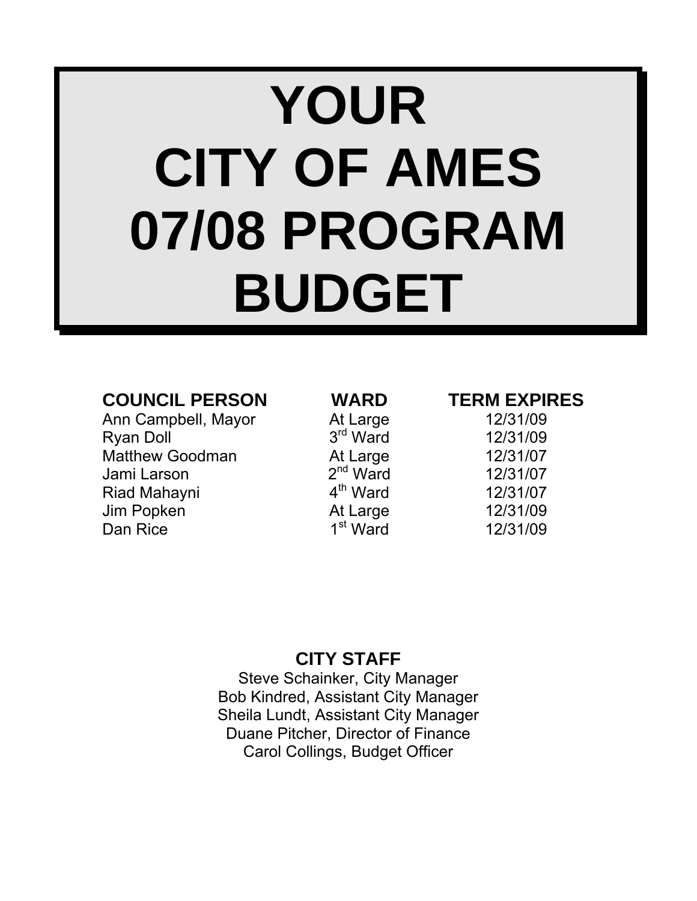# YOUR CITY OF AMES 07/08 PROGRAM BUDGET

| COUNCIL PERSON | WARD | TERM EXPIRES |
|---|---|---|
| Ann Campbell, Mayor | At Large | 12/31/09 |
| Ryan Doll | 3rd Ward | 12/31/09 |
| Matthew Goodman | At Large | 12/31/07 |
| Jami Larson | 2nd Ward | 12/31/07 |
| Riad Mahayni | 4th Ward | 12/31/07 |
| Jim Popken | At Large | 12/31/09 |
| Dan Rice | 1st Ward | 12/31/09 |

**CITY STAFF**

Steve Schainker, City Manager
Bob Kindred, Assistant City Manager
Sheila Lundt, Assistant City Manager
Duane Pitcher, Director of Finance
Carol Collings, Budget Officer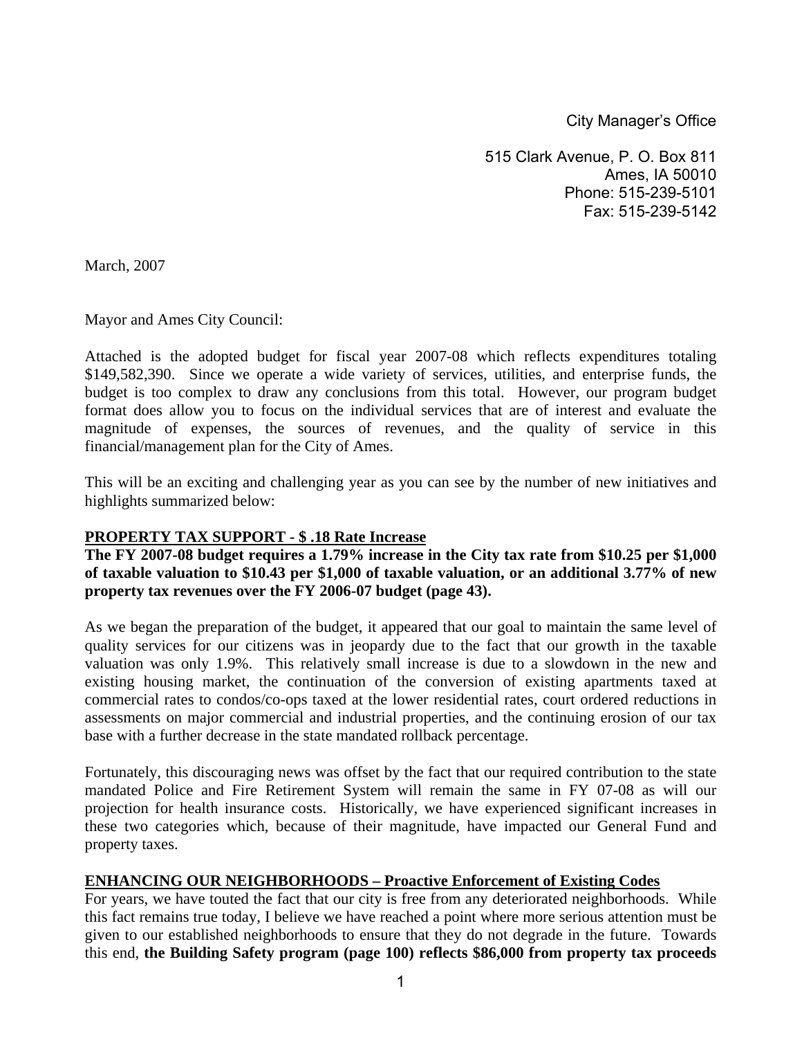City Manager's Office

515 Clark Avenue, P. O. Box 811
Ames, IA 50010
Phone: 515-239-5101
Fax: 515-239-5142

March, 2007

Mayor and Ames City Council:

Attached is the adopted budget for fiscal year 2007-08 which reflects expenditures totaling $149,582,390. Since we operate a wide variety of services, utilities, and enterprise funds, the budget is too complex to draw any conclusions from this total. However, our program budget format does allow you to focus on the individual services that are of interest and evaluate the magnitude of expenses, the sources of revenues, and the quality of service in this financial/management plan for the City of Ames.

This will be an exciting and challenging year as you can see by the number of new initiatives and highlights summarized below:

**PROPERTY TAX SUPPORT - $ .18 Rate Increase**

**The FY 2007-08 budget requires a 1.79% increase in the City tax rate from $10.25 per $1,000 of taxable valuation to $10.43 per $1,000 of taxable valuation, or an additional 3.77% of new property tax revenues over the FY 2006-07 budget (page 43).**

As we began the preparation of the budget, it appeared that our goal to maintain the same level of quality services for our citizens was in jeopardy due to the fact that our growth in the taxable valuation was only 1.9%. This relatively small increase is due to a slowdown in the new and existing housing market, the continuation of the conversion of existing apartments taxed at commercial rates to condos/co-ops taxed at the lower residential rates, court ordered reductions in assessments on major commercial and industrial properties, and the continuing erosion of our tax base with a further decrease in the state mandated rollback percentage.

Fortunately, this discouraging news was offset by the fact that our required contribution to the state mandated Police and Fire Retirement System will remain the same in FY 07-08 as will our projection for health insurance costs. Historically, we have experienced significant increases in these two categories which, because of their magnitude, have impacted our General Fund and property taxes.

**ENHANCING OUR NEIGHBORHOODS – Proactive Enforcement of Existing Codes**

For years, we have touted the fact that our city is free from any deteriorated neighborhoods. While this fact remains true today, I believe we have reached a point where more serious attention must be given to our established neighborhoods to ensure that they do not degrade in the future. Towards this end, **the Building Safety program (page 100) reflects $86,000 from property tax proceeds**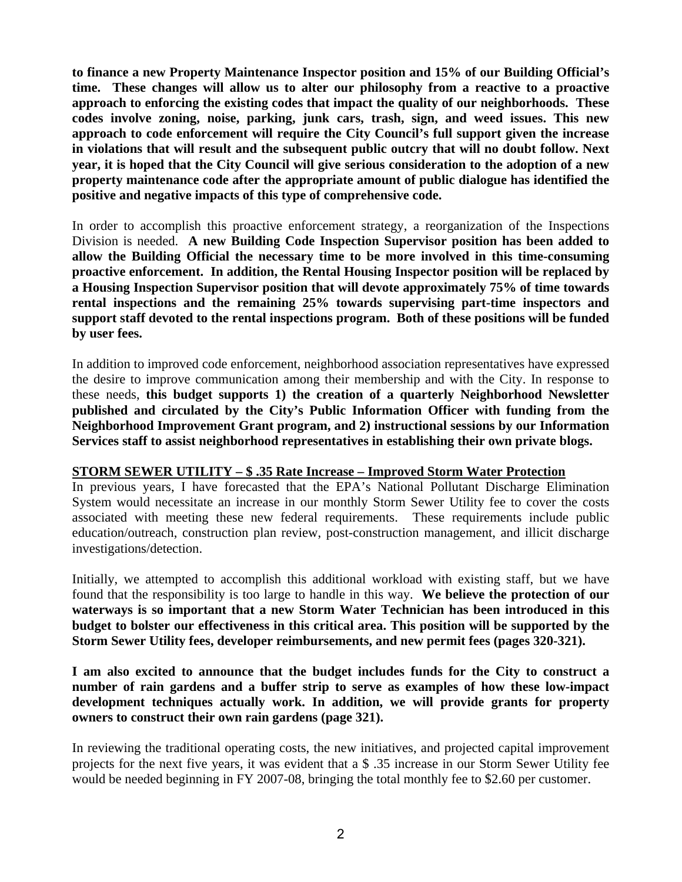**to finance a new Property Maintenance Inspector position and 15% of our Building Official's time. These changes will allow us to alter our philosophy from a reactive to a proactive approach to enforcing the existing codes that impact the quality of our neighborhoods. These codes involve zoning, noise, parking, junk cars, trash, sign, and weed issues. This new approach to code enforcement will require the City Council's full support given the increase in violations that will result and the subsequent public outcry that will no doubt follow. Next year, it is hoped that the City Council will give serious consideration to the adoption of a new property maintenance code after the appropriate amount of public dialogue has identified the positive and negative impacts of this type of comprehensive code.**

In order to accomplish this proactive enforcement strategy, a reorganization of the Inspections Division is needed. **A new Building Code Inspection Supervisor position has been added to allow the Building Official the necessary time to be more involved in this time-consuming proactive enforcement. In addition, the Rental Housing Inspector position will be replaced by a Housing Inspection Supervisor position that will devote approximately 75% of time towards rental inspections and the remaining 25% towards supervising part-time inspectors and support staff devoted to the rental inspections program. Both of these positions will be funded by user fees.**

In addition to improved code enforcement, neighborhood association representatives have expressed the desire to improve communication among their membership and with the City. In response to these needs, **this budget supports 1) the creation of a quarterly Neighborhood Newsletter published and circulated by the City's Public Information Officer with funding from the Neighborhood Improvement Grant program, and 2) instructional sessions by our Information Services staff to assist neighborhood representatives in establishing their own private blogs.**

**STORM SEWER UTILITY – $ .35 Rate Increase – Improved Storm Water Protection**

In previous years, I have forecasted that the EPA's National Pollutant Discharge Elimination System would necessitate an increase in our monthly Storm Sewer Utility fee to cover the costs associated with meeting these new federal requirements. These requirements include public education/outreach, construction plan review, post-construction management, and illicit discharge investigations/detection.

Initially, we attempted to accomplish this additional workload with existing staff, but we have found that the responsibility is too large to handle in this way. **We believe the protection of our waterways is so important that a new Storm Water Technician has been introduced in this budget to bolster our effectiveness in this critical area. This position will be supported by the Storm Sewer Utility fees, developer reimbursements, and new permit fees (pages 320-321).**

**I am also excited to announce that the budget includes funds for the City to construct a number of rain gardens and a buffer strip to serve as examples of how these low-impact development techniques actually work. In addition, we will provide grants for property owners to construct their own rain gardens (page 321).**

In reviewing the traditional operating costs, the new initiatives, and projected capital improvement projects for the next five years, it was evident that a $ .35 increase in our Storm Sewer Utility fee would be needed beginning in FY 2007-08, bringing the total monthly fee to $2.60 per customer.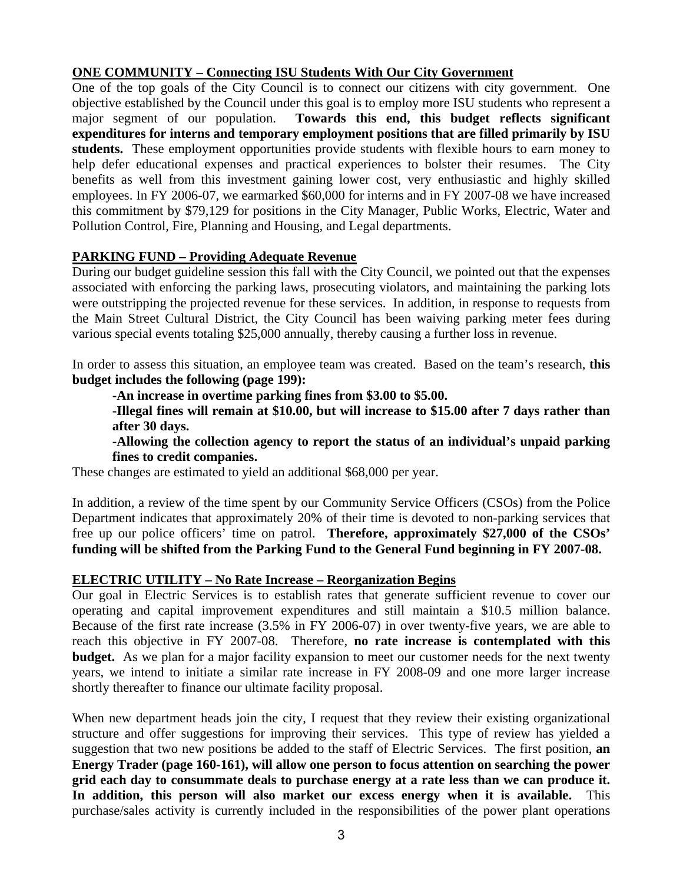**ONE COMMUNITY – Connecting ISU Students With Our City Government**

One of the top goals of the City Council is to connect our citizens with city government. One objective established by the Council under this goal is to employ more ISU students who represent a major segment of our population. **Towards this end, this budget reflects significant expenditures for interns and temporary employment positions that are filled primarily by ISU students.** These employment opportunities provide students with flexible hours to earn money to help defer educational expenses and practical experiences to bolster their resumes. The City benefits as well from this investment gaining lower cost, very enthusiastic and highly skilled employees. In FY 2006-07, we earmarked $60,000 for interns and in FY 2007-08 we have increased this commitment by $79,129 for positions in the City Manager, Public Works, Electric, Water and Pollution Control, Fire, Planning and Housing, and Legal departments.

**PARKING FUND – Providing Adequate Revenue**

During our budget guideline session this fall with the City Council, we pointed out that the expenses associated with enforcing the parking laws, prosecuting violators, and maintaining the parking lots were outstripping the projected revenue for these services. In addition, in response to requests from the Main Street Cultural District, the City Council has been waiving parking meter fees during various special events totaling $25,000 annually, thereby causing a further loss in revenue.

In order to assess this situation, an employee team was created. Based on the team's research, **this budget includes the following (page 199):**

- **An increase in overtime parking fines from $3.00 to $5.00.**
- **Illegal fines will remain at $10.00, but will increase to $15.00 after 7 days rather than after 30 days.**
- **Allowing the collection agency to report the status of an individual's unpaid parking fines to credit companies.**

These changes are estimated to yield an additional $68,000 per year.

In addition, a review of the time spent by our Community Service Officers (CSOs) from the Police Department indicates that approximately 20% of their time is devoted to non-parking services that free up our police officers' time on patrol. **Therefore, approximately $27,000 of the CSOs' funding will be shifted from the Parking Fund to the General Fund beginning in FY 2007-08.**

**ELECTRIC UTILITY – No Rate Increase – Reorganization Begins**

Our goal in Electric Services is to establish rates that generate sufficient revenue to cover our operating and capital improvement expenditures and still maintain a $10.5 million balance. Because of the first rate increase (3.5% in FY 2006-07) in over twenty-five years, we are able to reach this objective in FY 2007-08. Therefore, **no rate increase is contemplated with this budget.** As we plan for a major facility expansion to meet our customer needs for the next twenty years, we intend to initiate a similar rate increase in FY 2008-09 and one more larger increase shortly thereafter to finance our ultimate facility proposal.

When new department heads join the city, I request that they review their existing organizational structure and offer suggestions for improving their services. This type of review has yielded a suggestion that two new positions be added to the staff of Electric Services. The first position, **an Energy Trader (page 160-161), will allow one person to focus attention on searching the power grid each day to consummate deals to purchase energy at a rate less than we can produce it. In addition, this person will also market our excess energy when it is available.** This purchase/sales activity is currently included in the responsibilities of the power plant operations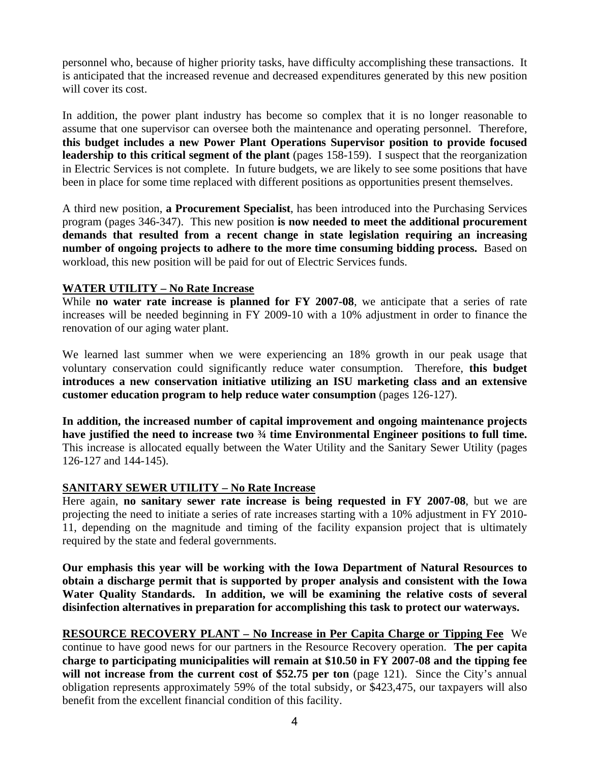personnel who, because of higher priority tasks, have difficulty accomplishing these transactions. It is anticipated that the increased revenue and decreased expenditures generated by this new position will cover its cost.

In addition, the power plant industry has become so complex that it is no longer reasonable to assume that one supervisor can oversee both the maintenance and operating personnel. Therefore, **this budget includes a new Power Plant Operations Supervisor position to provide focused leadership to this critical segment of the plant** (pages 158-159). I suspect that the reorganization in Electric Services is not complete. In future budgets, we are likely to see some positions that have been in place for some time replaced with different positions as opportunities present themselves.

A third new position, **a Procurement Specialist**, has been introduced into the Purchasing Services program (pages 346-347). This new position **is now needed to meet the additional procurement demands that resulted from a recent change in state legislation requiring an increasing number of ongoing projects to adhere to the more time consuming bidding process.** Based on workload, this new position will be paid for out of Electric Services funds.

**WATER UTILITY – No Rate Increase**

While **no water rate increase is planned for FY 2007-08**, we anticipate that a series of rate increases will be needed beginning in FY 2009-10 with a 10% adjustment in order to finance the renovation of our aging water plant.

We learned last summer when we were experiencing an 18% growth in our peak usage that voluntary conservation could significantly reduce water consumption. Therefore, **this budget introduces a new conservation initiative utilizing an ISU marketing class and an extensive customer education program to help reduce water consumption** (pages 126-127).

**In addition, the increased number of capital improvement and ongoing maintenance projects have justified the need to increase two ¾ time Environmental Engineer positions to full time.** This increase is allocated equally between the Water Utility and the Sanitary Sewer Utility (pages 126-127 and 144-145).

**SANITARY SEWER UTILITY – No Rate Increase**

Here again, **no sanitary sewer rate increase is being requested in FY 2007-08**, but we are projecting the need to initiate a series of rate increases starting with a 10% adjustment in FY 2010-11, depending on the magnitude and timing of the facility expansion project that is ultimately required by the state and federal governments.

**Our emphasis this year will be working with the Iowa Department of Natural Resources to obtain a discharge permit that is supported by proper analysis and consistent with the Iowa Water Quality Standards. In addition, we will be examining the relative costs of several disinfection alternatives in preparation for accomplishing this task to protect our waterways.**

**RESOURCE RECOVERY PLANT – No Increase in Per Capita Charge or Tipping Fee** We continue to have good news for our partners in the Resource Recovery operation. **The per capita charge to participating municipalities will remain at $10.50 in FY 2007-08 and the tipping fee will not increase from the current cost of $52.75 per ton** (page 121). Since the City's annual obligation represents approximately 59% of the total subsidy, or $423,475, our taxpayers will also benefit from the excellent financial condition of this facility.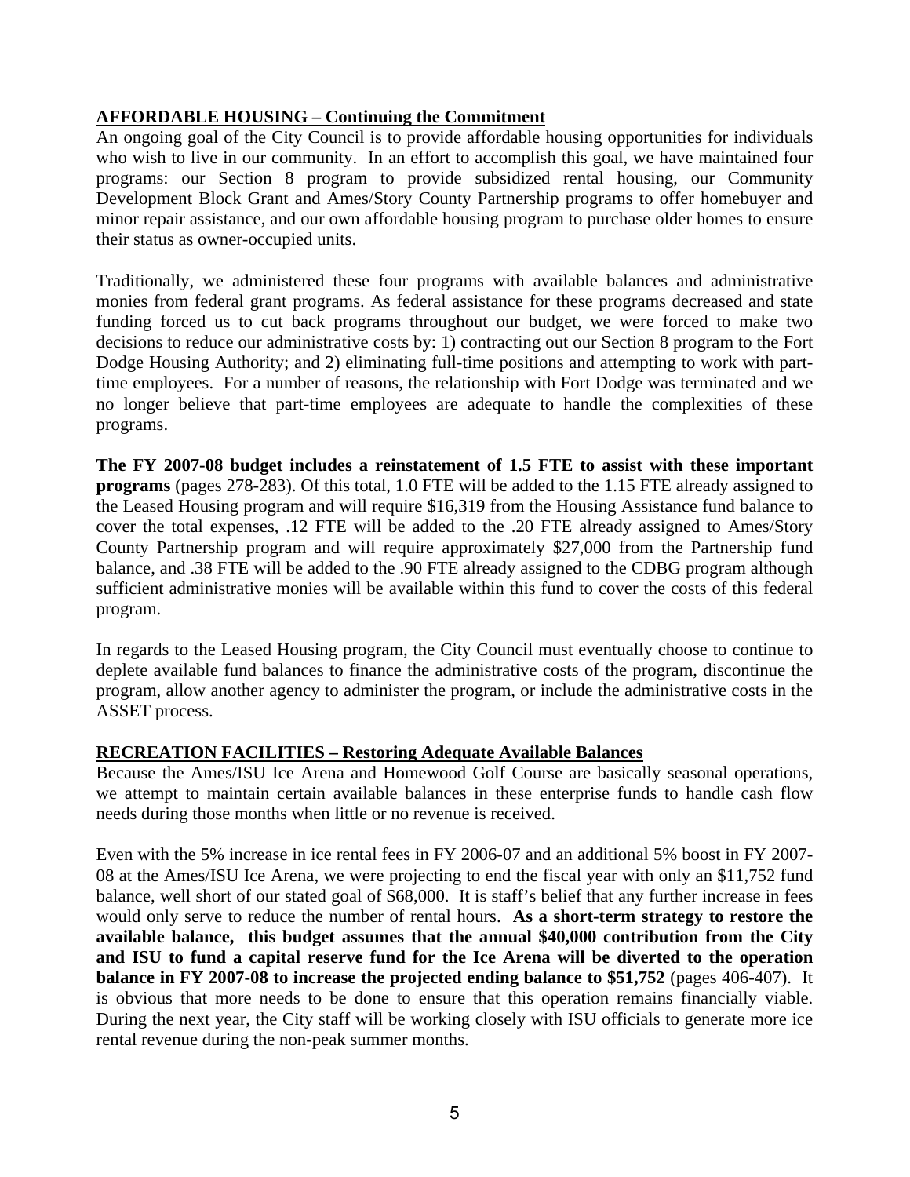## AFFORDABLE HOUSING – Continuing the Commitment

An ongoing goal of the City Council is to provide affordable housing opportunities for individuals who wish to live in our community. In an effort to accomplish this goal, we have maintained four programs: our Section 8 program to provide subsidized rental housing, our Community Development Block Grant and Ames/Story County Partnership programs to offer homebuyer and minor repair assistance, and our own affordable housing program to purchase older homes to ensure their status as owner-occupied units.

Traditionally, we administered these four programs with available balances and administrative monies from federal grant programs. As federal assistance for these programs decreased and state funding forced us to cut back programs throughout our budget, we were forced to make two decisions to reduce our administrative costs by: 1) contracting out our Section 8 program to the Fort Dodge Housing Authority; and 2) eliminating full-time positions and attempting to work with part-time employees. For a number of reasons, the relationship with Fort Dodge was terminated and we no longer believe that part-time employees are adequate to handle the complexities of these programs.

**The FY 2007-08 budget includes a reinstatement of 1.5 FTE to assist with these important programs** (pages 278-283). Of this total, 1.0 FTE will be added to the 1.15 FTE already assigned to the Leased Housing program and will require $16,319 from the Housing Assistance fund balance to cover the total expenses, .12 FTE will be added to the .20 FTE already assigned to Ames/Story County Partnership program and will require approximately $27,000 from the Partnership fund balance, and .38 FTE will be added to the .90 FTE already assigned to the CDBG program although sufficient administrative monies will be available within this fund to cover the costs of this federal program.

In regards to the Leased Housing program, the City Council must eventually choose to continue to deplete available fund balances to finance the administrative costs of the program, discontinue the program, allow another agency to administer the program, or include the administrative costs in the ASSET process.

## RECREATION FACILITIES – Restoring Adequate Available Balances

Because the Ames/ISU Ice Arena and Homewood Golf Course are basically seasonal operations, we attempt to maintain certain available balances in these enterprise funds to handle cash flow needs during those months when little or no revenue is received.

Even with the 5% increase in ice rental fees in FY 2006-07 and an additional 5% boost in FY 2007-08 at the Ames/ISU Ice Arena, we were projecting to end the fiscal year with only an $11,752 fund balance, well short of our stated goal of $68,000. It is staff's belief that any further increase in fees would only serve to reduce the number of rental hours. **As a short-term strategy to restore the available balance, this budget assumes that the annual $40,000 contribution from the City and ISU to fund a capital reserve fund for the Ice Arena will be diverted to the operation balance in FY 2007-08 to increase the projected ending balance to $51,752** (pages 406-407). It is obvious that more needs to be done to ensure that this operation remains financially viable. During the next year, the City staff will be working closely with ISU officials to generate more ice rental revenue during the non-peak summer months.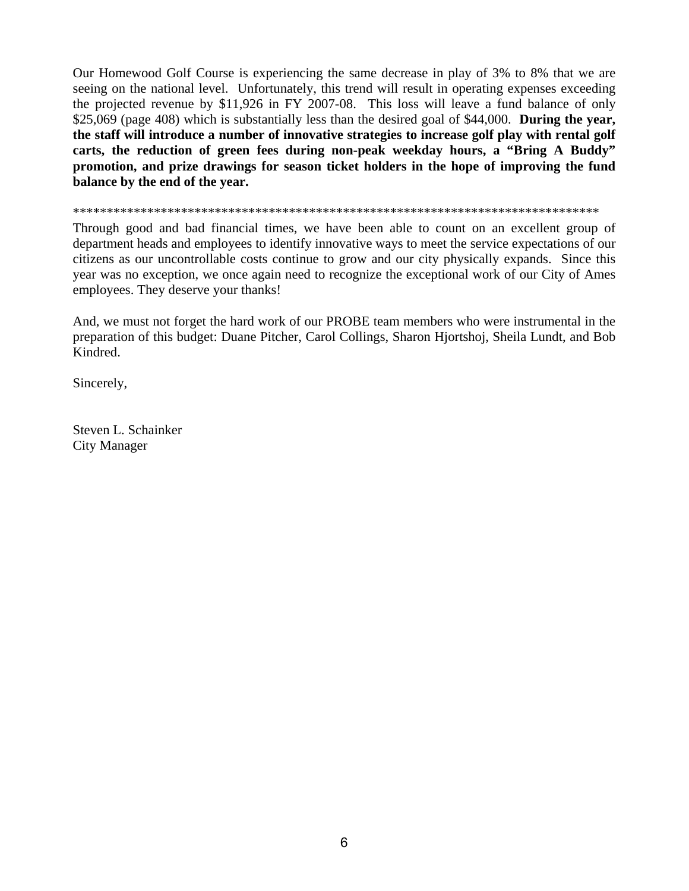Our Homewood Golf Course is experiencing the same decrease in play of 3% to 8% that we are seeing on the national level. Unfortunately, this trend will result in operating expenses exceeding the projected revenue by $11,926 in FY 2007-08. This loss will leave a fund balance of only $25,069 (page 408) which is substantially less than the desired goal of $44,000. **During the year, the staff will introduce a number of innovative strategies to increase golf play with rental golf carts, the reduction of green fees during non-peak weekday hours, a "Bring A Buddy" promotion, and prize drawings for season ticket holders in the hope of improving the fund balance by the end of the year.**

********************************************************************************

Through good and bad financial times, we have been able to count on an excellent group of department heads and employees to identify innovative ways to meet the service expectations of our citizens as our uncontrollable costs continue to grow and our city physically expands. Since this year was no exception, we once again need to recognize the exceptional work of our City of Ames employees. They deserve your thanks!

And, we must not forget the hard work of our PROBE team members who were instrumental in the preparation of this budget: Duane Pitcher, Carol Collings, Sharon Hjortshoj, Sheila Lundt, and Bob Kindred.

Sincerely,

Steven L. Schainker
City Manager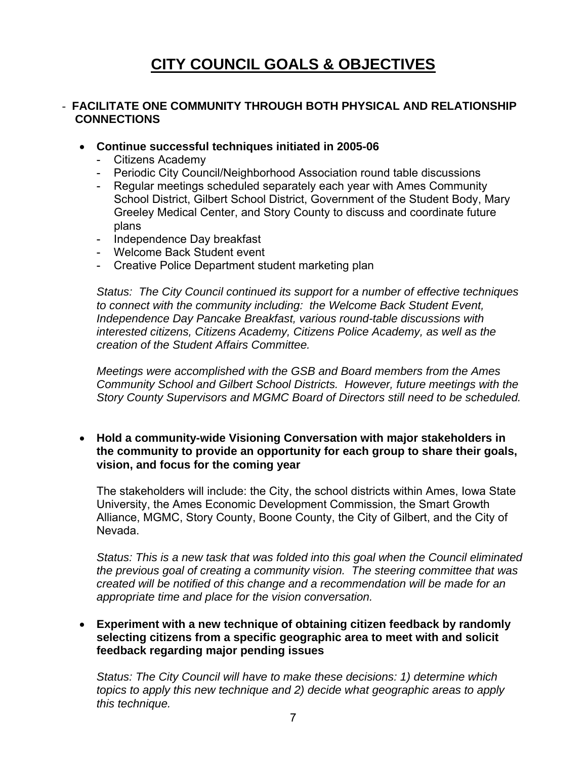# CITY COUNCIL GOALS & OBJECTIVES

- **FACILITATE ONE COMMUNITY THROUGH BOTH PHYSICAL AND RELATIONSHIP CONNECTIONS**

- **Continue successful techniques initiated in 2005-06**
  - Citizens Academy
  - Periodic City Council/Neighborhood Association round table discussions
  - Regular meetings scheduled separately each year with Ames Community School District, Gilbert School District, Government of the Student Body, Mary Greeley Medical Center, and Story County to discuss and coordinate future plans
  - Independence Day breakfast
  - Welcome Back Student event
  - Creative Police Department student marketing plan

  *Status: The City Council continued its support for a number of effective techniques to connect with the community including: the Welcome Back Student Event, Independence Day Pancake Breakfast, various round-table discussions with interested citizens, Citizens Academy, Citizens Police Academy, as well as the creation of the Student Affairs Committee.*

  *Meetings were accomplished with the GSB and Board members from the Ames Community School and Gilbert School Districts. However, future meetings with the Story County Supervisors and MGMC Board of Directors still need to be scheduled.*

- **Hold a community-wide Visioning Conversation with major stakeholders in the community to provide an opportunity for each group to share their goals, vision, and focus for the coming year**

  The stakeholders will include: the City, the school districts within Ames, Iowa State University, the Ames Economic Development Commission, the Smart Growth Alliance, MGMC, Story County, Boone County, the City of Gilbert, and the City of Nevada.

  *Status: This is a new task that was folded into this goal when the Council eliminated the previous goal of creating a community vision. The steering committee that was created will be notified of this change and a recommendation will be made for an appropriate time and place for the vision conversation.*

- **Experiment with a new technique of obtaining citizen feedback by randomly selecting citizens from a specific geographic area to meet with and solicit feedback regarding major pending issues**

  *Status: The City Council will have to make these decisions: 1) determine which topics to apply this new technique and 2) decide what geographic areas to apply this technique.*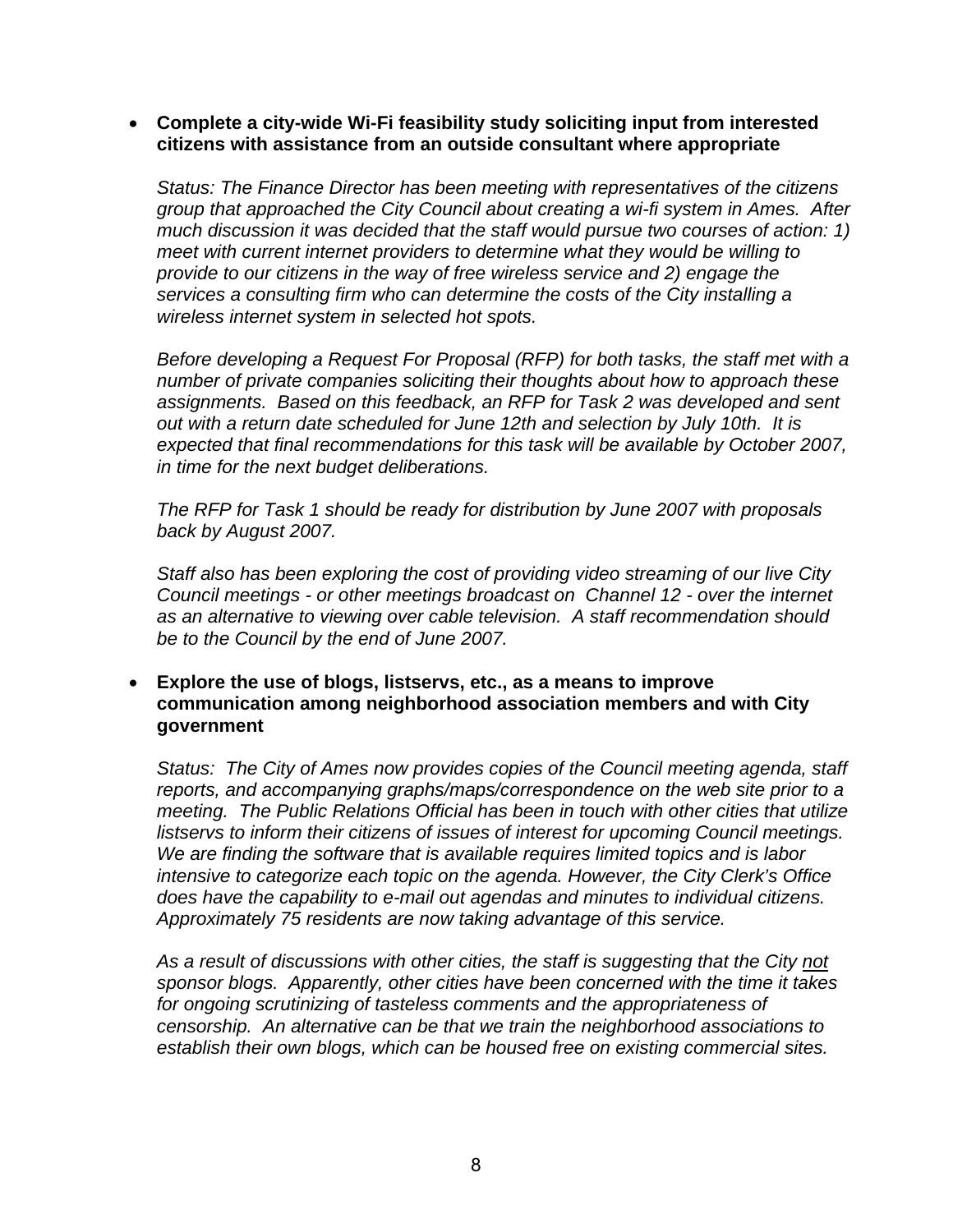- **Complete a city-wide Wi-Fi feasibility study soliciting input from interested citizens with assistance from an outside consultant where appropriate**

  *Status: The Finance Director has been meeting with representatives of the citizens group that approached the City Council about creating a wi-fi system in Ames. After much discussion it was decided that the staff would pursue two courses of action: 1) meet with current internet providers to determine what they would be willing to provide to our citizens in the way of free wireless service and 2) engage the services a consulting firm who can determine the costs of the City installing a wireless internet system in selected hot spots.*

  *Before developing a Request For Proposal (RFP) for both tasks, the staff met with a number of private companies soliciting their thoughts about how to approach these assignments. Based on this feedback, an RFP for Task 2 was developed and sent out with a return date scheduled for June 12th and selection by July 10th. It is expected that final recommendations for this task will be available by October 2007, in time for the next budget deliberations.*

  *The RFP for Task 1 should be ready for distribution by June 2007 with proposals back by August 2007.*

  *Staff also has been exploring the cost of providing video streaming of our live City Council meetings - or other meetings broadcast on Channel 12 - over the internet as an alternative to viewing over cable television. A staff recommendation should be to the Council by the end of June 2007.*

- **Explore the use of blogs, listservs, etc., as a means to improve communication among neighborhood association members and with City government**

  *Status: The City of Ames now provides copies of the Council meeting agenda, staff reports, and accompanying graphs/maps/correspondence on the web site prior to a meeting. The Public Relations Official has been in touch with other cities that utilize listservs to inform their citizens of issues of interest for upcoming Council meetings. We are finding the software that is available requires limited topics and is labor intensive to categorize each topic on the agenda. However, the City Clerk's Office does have the capability to e-mail out agendas and minutes to individual citizens. Approximately 75 residents are now taking advantage of this service.*

  *As a result of discussions with other cities, the staff is suggesting that the City <u>not</u> sponsor blogs. Apparently, other cities have been concerned with the time it takes for ongoing scrutinizing of tasteless comments and the appropriateness of censorship. An alternative can be that we train the neighborhood associations to establish their own blogs, which can be housed free on existing commercial sites.*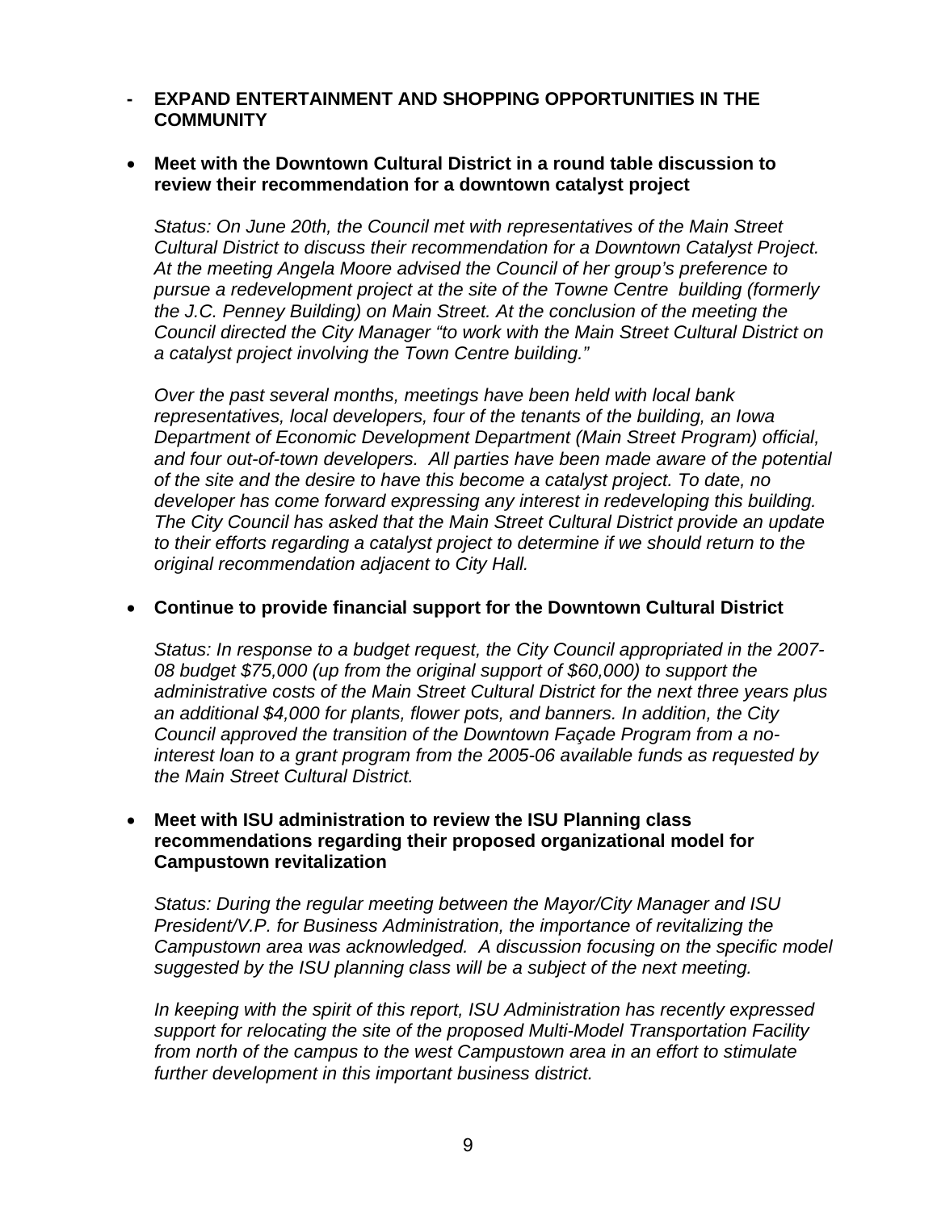- **EXPAND ENTERTAINMENT AND SHOPPING OPPORTUNITIES IN THE COMMUNITY**

- **Meet with the Downtown Cultural District in a round table discussion to review their recommendation for a downtown catalyst project**

  *Status: On June 20th, the Council met with representatives of the Main Street Cultural District to discuss their recommendation for a Downtown Catalyst Project. At the meeting Angela Moore advised the Council of her group's preference to pursue a redevelopment project at the site of the Towne Centre building (formerly the J.C. Penney Building) on Main Street. At the conclusion of the meeting the Council directed the City Manager "to work with the Main Street Cultural District on a catalyst project involving the Town Centre building."*

  *Over the past several months, meetings have been held with local bank representatives, local developers, four of the tenants of the building, an Iowa Department of Economic Development Department (Main Street Program) official, and four out-of-town developers. All parties have been made aware of the potential of the site and the desire to have this become a catalyst project. To date, no developer has come forward expressing any interest in redeveloping this building. The City Council has asked that the Main Street Cultural District provide an update to their efforts regarding a catalyst project to determine if we should return to the original recommendation adjacent to City Hall.*

- **Continue to provide financial support for the Downtown Cultural District**

  *Status: In response to a budget request, the City Council appropriated in the 2007-08 budget $75,000 (up from the original support of $60,000) to support the administrative costs of the Main Street Cultural District for the next three years plus an additional $4,000 for plants, flower pots, and banners. In addition, the City Council approved the transition of the Downtown Façade Program from a no-interest loan to a grant program from the 2005-06 available funds as requested by the Main Street Cultural District.*

- **Meet with ISU administration to review the ISU Planning class recommendations regarding their proposed organizational model for Campustown revitalization**

  *Status: During the regular meeting between the Mayor/City Manager and ISU President/V.P. for Business Administration, the importance of revitalizing the Campustown area was acknowledged. A discussion focusing on the specific model suggested by the ISU planning class will be a subject of the next meeting.*

  *In keeping with the spirit of this report, ISU Administration has recently expressed support for relocating the site of the proposed Multi-Model Transportation Facility from north of the campus to the west Campustown area in an effort to stimulate further development in this important business district.*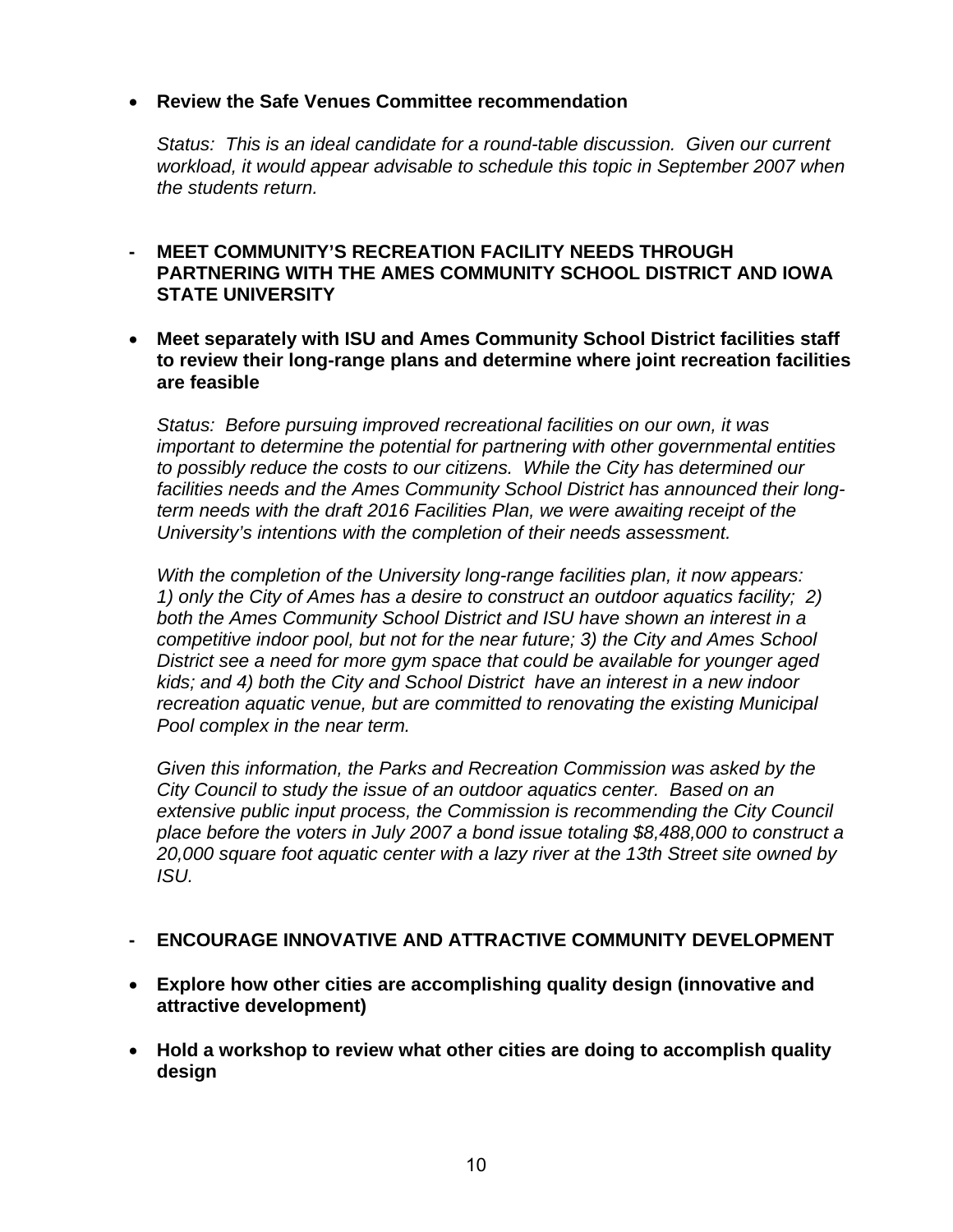- **Review the Safe Venues Committee recommendation**

  *Status: This is an ideal candidate for a round-table discussion. Given our current workload, it would appear advisable to schedule this topic in September 2007 when the students return.*

**- MEET COMMUNITY'S RECREATION FACILITY NEEDS THROUGH PARTNERING WITH THE AMES COMMUNITY SCHOOL DISTRICT AND IOWA STATE UNIVERSITY**

- **Meet separately with ISU and Ames Community School District facilities staff to review their long-range plans and determine where joint recreation facilities are feasible**

  *Status: Before pursuing improved recreational facilities on our own, it was important to determine the potential for partnering with other governmental entities to possibly reduce the costs to our citizens. While the City has determined our facilities needs and the Ames Community School District has announced their long-term needs with the draft 2016 Facilities Plan, we were awaiting receipt of the University's intentions with the completion of their needs assessment.*

  *With the completion of the University long-range facilities plan, it now appears: 1) only the City of Ames has a desire to construct an outdoor aquatics facility; 2) both the Ames Community School District and ISU have shown an interest in a competitive indoor pool, but not for the near future; 3) the City and Ames School District see a need for more gym space that could be available for younger aged kids; and 4) both the City and School District have an interest in a new indoor recreation aquatic venue, but are committed to renovating the existing Municipal Pool complex in the near term.*

  *Given this information, the Parks and Recreation Commission was asked by the City Council to study the issue of an outdoor aquatics center. Based on an extensive public input process, the Commission is recommending the City Council place before the voters in July 2007 a bond issue totaling $8,488,000 to construct a 20,000 square foot aquatic center with a lazy river at the 13th Street site owned by ISU.*

**- ENCOURAGE INNOVATIVE AND ATTRACTIVE COMMUNITY DEVELOPMENT**

- **Explore how other cities are accomplishing quality design (innovative and attractive development)**

- **Hold a workshop to review what other cities are doing to accomplish quality design**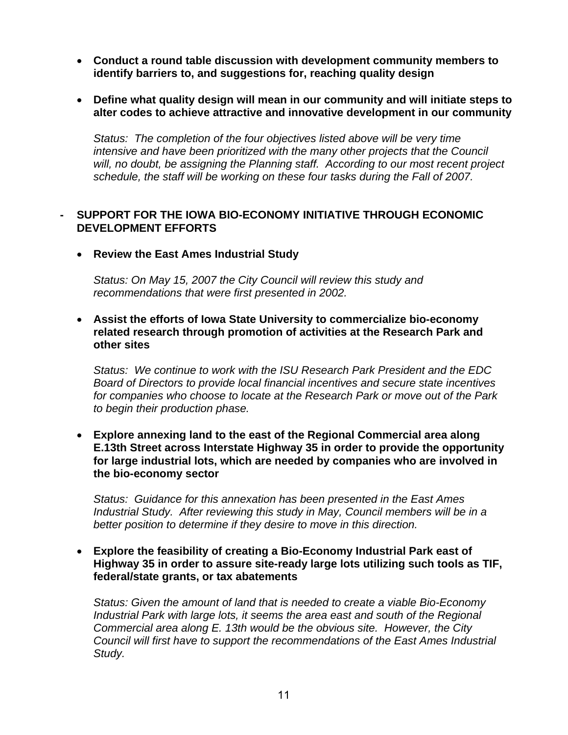- **Conduct a round table discussion with development community members to identify barriers to, and suggestions for, reaching quality design**

- **Define what quality design will mean in our community and will initiate steps to alter codes to achieve attractive and innovative development in our community**

  *Status: The completion of the four objectives listed above will be very time intensive and have been prioritized with the many other projects that the Council will, no doubt, be assigning the Planning staff. According to our most recent project schedule, the staff will be working on these four tasks during the Fall of 2007.*

**- SUPPORT FOR THE IOWA BIO-ECONOMY INITIATIVE THROUGH ECONOMIC DEVELOPMENT EFFORTS**

- **Review the East Ames Industrial Study**

  *Status: On May 15, 2007 the City Council will review this study and recommendations that were first presented in 2002.*

- **Assist the efforts of Iowa State University to commercialize bio-economy related research through promotion of activities at the Research Park and other sites**

  *Status: We continue to work with the ISU Research Park President and the EDC Board of Directors to provide local financial incentives and secure state incentives for companies who choose to locate at the Research Park or move out of the Park to begin their production phase.*

- **Explore annexing land to the east of the Regional Commercial area along E.13th Street across Interstate Highway 35 in order to provide the opportunity for large industrial lots, which are needed by companies who are involved in the bio-economy sector**

  *Status: Guidance for this annexation has been presented in the East Ames Industrial Study. After reviewing this study in May, Council members will be in a better position to determine if they desire to move in this direction.*

- **Explore the feasibility of creating a Bio-Economy Industrial Park east of Highway 35 in order to assure site-ready large lots utilizing such tools as TIF, federal/state grants, or tax abatements**

  *Status: Given the amount of land that is needed to create a viable Bio-Economy Industrial Park with large lots, it seems the area east and south of the Regional Commercial area along E. 13th would be the obvious site. However, the City Council will first have to support the recommendations of the East Ames Industrial Study.*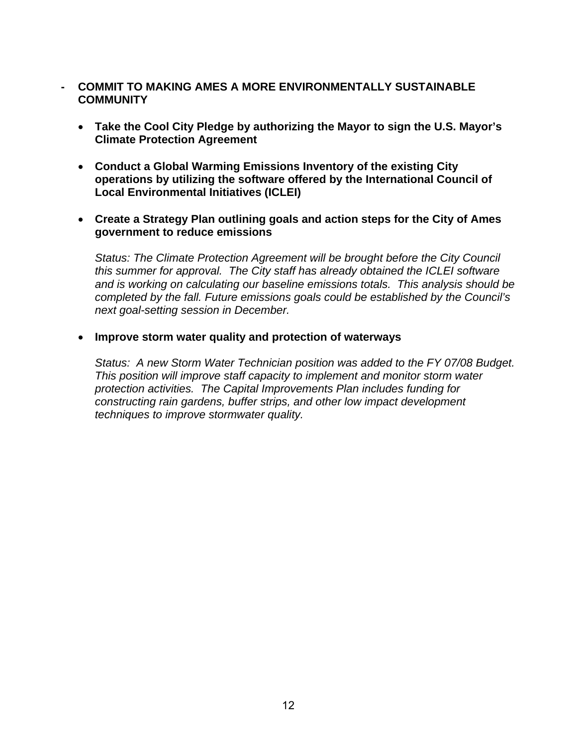- **COMMIT TO MAKING AMES A MORE ENVIRONMENTALLY SUSTAINABLE COMMUNITY**

  - **Take the Cool City Pledge by authorizing the Mayor to sign the U.S. Mayor's Climate Protection Agreement**

  - **Conduct a Global Warming Emissions Inventory of the existing City operations by utilizing the software offered by the International Council of Local Environmental Initiatives (ICLEI)**

  - **Create a Strategy Plan outlining goals and action steps for the City of Ames government to reduce emissions**

    *Status: The Climate Protection Agreement will be brought before the City Council this summer for approval. The City staff has already obtained the ICLEI software and is working on calculating our baseline emissions totals. This analysis should be completed by the fall. Future emissions goals could be established by the Council's next goal-setting session in December.*

  - **Improve storm water quality and protection of waterways**

    *Status: A new Storm Water Technician position was added to the FY 07/08 Budget. This position will improve staff capacity to implement and monitor storm water protection activities. The Capital Improvements Plan includes funding for constructing rain gardens, buffer strips, and other low impact development techniques to improve stormwater quality.*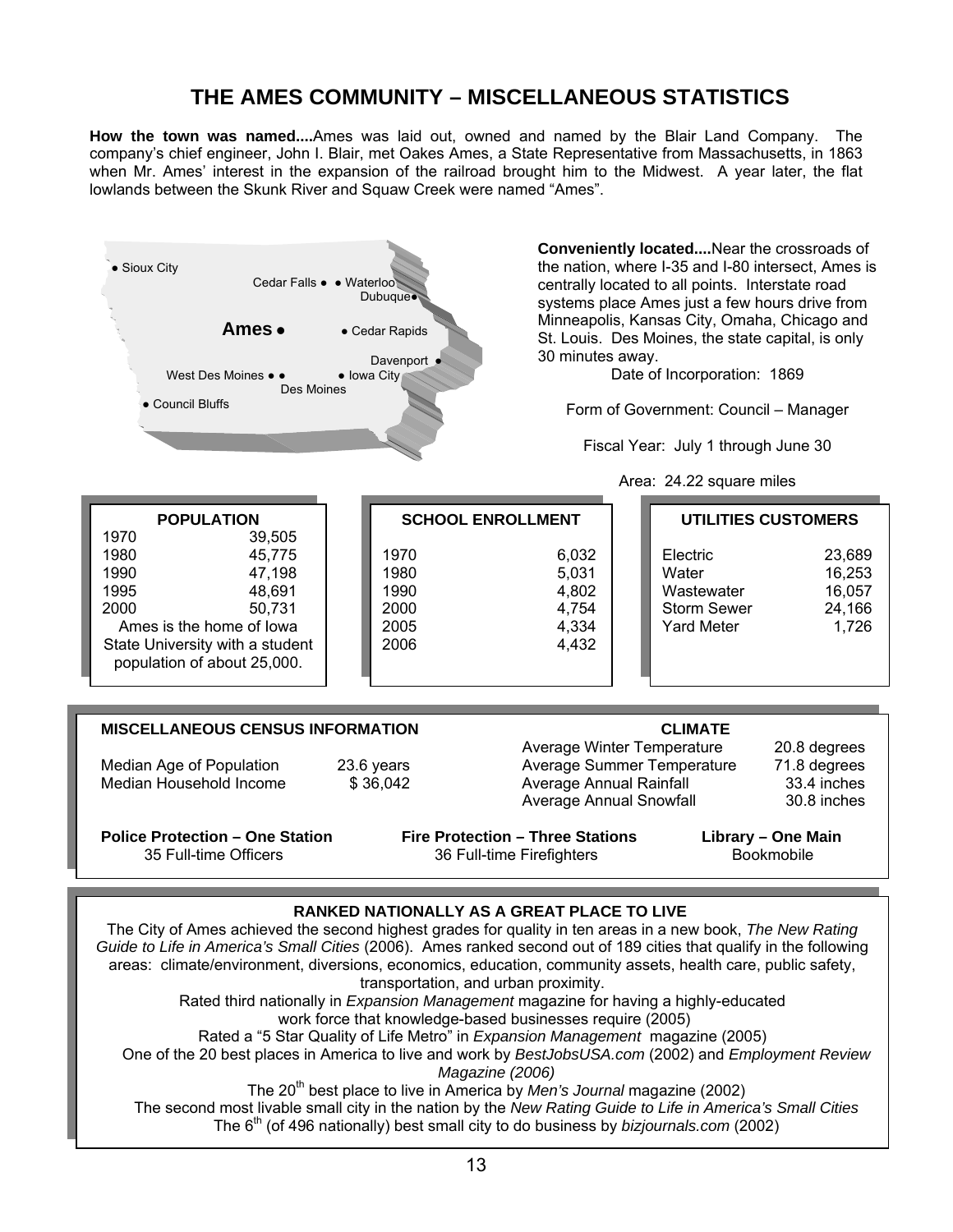# THE AMES COMMUNITY – MISCELLANEOUS STATISTICS

**How the town was named....** Ames was laid out, owned and named by the Blair Land Company. The company's chief engineer, John I. Blair, met Oakes Ames, a State Representative from Massachusetts, in 1863 when Mr. Ames' interest in the expansion of the railroad brought him to the Midwest. A year later, the flat lowlands between the Skunk River and Squaw Creek were named "Ames".

**Conveniently located....** Near the crossroads of the nation, where I-35 and I-80 intersect, Ames is centrally located to all points. Interstate road systems place Ames just a few hours drive from Minneapolis, Kansas City, Omaha, Chicago and St. Louis. Des Moines, the state capital, is only 30 minutes away.

Date of Incorporation: 1869

Form of Government: Council – Manager

Fiscal Year: July 1 through June 30

Area: 24.22 square miles

| POPULATION | |
|---|---|
| 1970 | 39,505 |
| 1980 | 45,775 |
| 1990 | 47,198 |
| 1995 | 48,691 |
| 2000 | 50,731 |

Ames is the home of Iowa State University with a student population of about 25,000.

| SCHOOL ENROLLMENT | |
|---|---|
| 1970 | 6,032 |
| 1980 | 5,031 |
| 1990 | 4,802 |
| 2000 | 4,754 |
| 2005 | 4,334 |
| 2006 | 4,432 |

| UTILITIES CUSTOMERS | |
|---|---|
| Electric | 23,689 |
| Water | 16,253 |
| Wastewater | 16,057 |
| Storm Sewer | 24,166 |
| Yard Meter | 1,726 |

| MISCELLANEOUS CENSUS INFORMATION | |
|---|---|
| Median Age of Population | 23.6 years |
| Median Household Income | $ 36,042 |

| CLIMATE | |
|---|---|
| Average Winter Temperature | 20.8 degrees |
| Average Summer Temperature | 71.8 degrees |
| Average Annual Rainfall | 33.4 inches |
| Average Annual Snowfall | 30.8 inches |

**Police Protection – One Station**
35 Full-time Officers

**Fire Protection – Three Stations**
36 Full-time Firefighters

**Library – One Main**
Bookmobile

## RANKED NATIONALLY AS A GREAT PLACE TO LIVE

The City of Ames achieved the second highest grades for quality in ten areas in a new book, *The New Rating Guide to Life in America's Small Cities* (2006). Ames ranked second out of 189 cities that qualify in the following areas: climate/environment, diversions, economics, education, community assets, health care, public safety, transportation, and urban proximity.

Rated third nationally in *Expansion Management* magazine for having a highly-educated work force that knowledge-based businesses require (2005)

Rated a "5 Star Quality of Life Metro" in *Expansion Management* magazine (2005)

One of the 20 best places in America to live and work by *BestJobsUSA.com* (2002) and *Employment Review Magazine (2006)*

The 20th best place to live in America by *Men's Journal* magazine (2002)

The second most livable small city in the nation by the *New Rating Guide to Life in America's Small Cities*

The 6th (of 496 nationally) best small city to do business by *bizjournals.com* (2002)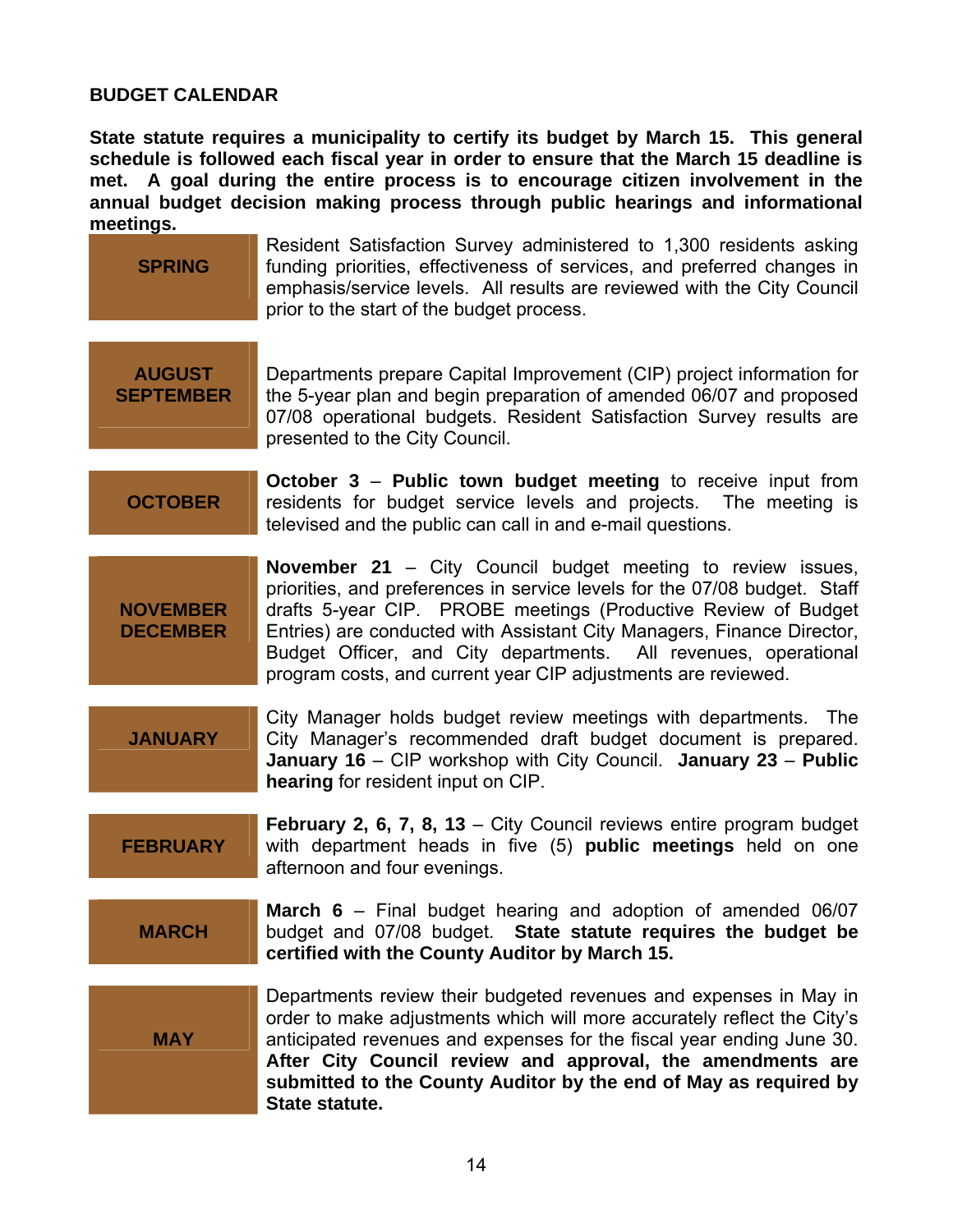## BUDGET CALENDAR

**State statute requires a municipality to certify its budget by March 15. This general schedule is followed each fiscal year in order to ensure that the March 15 deadline is met. A goal during the entire process is to encourage citizen involvement in the annual budget decision making process through public hearings and informational meetings.**

| | |
|---|---|
| **SPRING** | Resident Satisfaction Survey administered to 1,300 residents asking funding priorities, effectiveness of services, and preferred changes in emphasis/service levels. All results are reviewed with the City Council prior to the start of the budget process. |
| **AUGUST SEPTEMBER** | Departments prepare Capital Improvement (CIP) project information for the 5-year plan and begin preparation of amended 06/07 and proposed 07/08 operational budgets. Resident Satisfaction Survey results are presented to the City Council. |
| **OCTOBER** | **October 3** – **Public town budget meeting** to receive input from residents for budget service levels and projects. The meeting is televised and the public can call in and e-mail questions. |
| **NOVEMBER DECEMBER** | **November 21** – City Council budget meeting to review issues, priorities, and preferences in service levels for the 07/08 budget. Staff drafts 5-year CIP. PROBE meetings (Productive Review of Budget Entries) are conducted with Assistant City Managers, Finance Director, Budget Officer, and City departments. All revenues, operational program costs, and current year CIP adjustments are reviewed. |
| **JANUARY** | City Manager holds budget review meetings with departments. The City Manager's recommended draft budget document is prepared. **January 16** – CIP workshop with City Council. **January 23** – **Public hearing** for resident input on CIP. |
| **FEBRUARY** | **February 2, 6, 7, 8, 13** – City Council reviews entire program budget with department heads in five (5) **public meetings** held on one afternoon and four evenings. |
| **MARCH** | **March 6** – Final budget hearing and adoption of amended 06/07 budget and 07/08 budget. **State statute requires the budget be certified with the County Auditor by March 15.** |
| **MAY** | Departments review their budgeted revenues and expenses in May in order to make adjustments which will more accurately reflect the City's anticipated revenues and expenses for the fiscal year ending June 30. **After City Council review and approval, the amendments are submitted to the County Auditor by the end of May as required by State statute.** |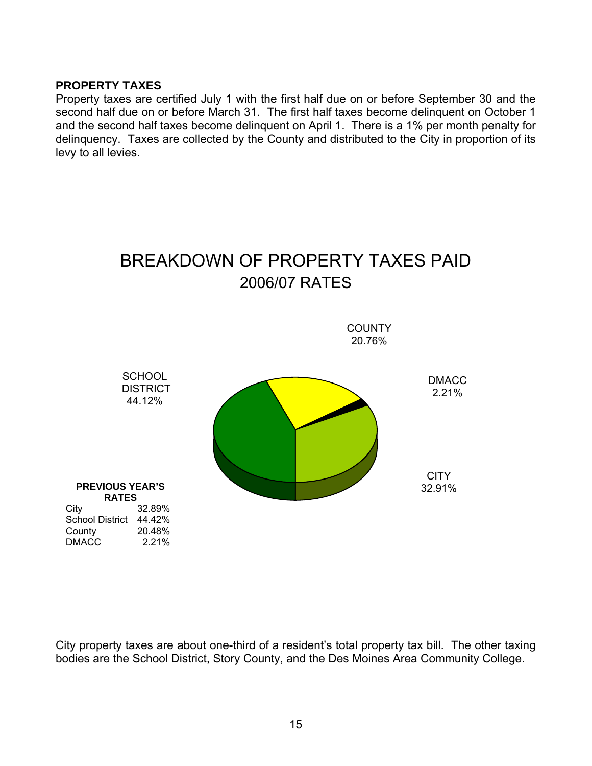**PROPERTY TAXES**

Property taxes are certified July 1 with the first half due on or before September 30 and the second half due on or before March 31. The first half taxes become delinquent on October 1 and the second half taxes become delinquent on April 1. There is a 1% per month penalty for delinquency. Taxes are collected by the County and distributed to the City in proportion of its levy to all levies.

## BREAKDOWN OF PROPERTY TAXES PAID

### 2006/07 RATES

COUNTY 20.76%

DMACC 2.21%

SCHOOL DISTRICT 44.12%

CITY 32.91%

**PREVIOUS YEAR'S RATES**

| | |
|---|---|
| City | 32.89% |
| School District | 44.42% |
| County | 20.48% |
| DMACC | 2.21% |

City property taxes are about one-third of a resident's total property tax bill. The other taxing bodies are the School District, Story County, and the Des Moines Area Community College.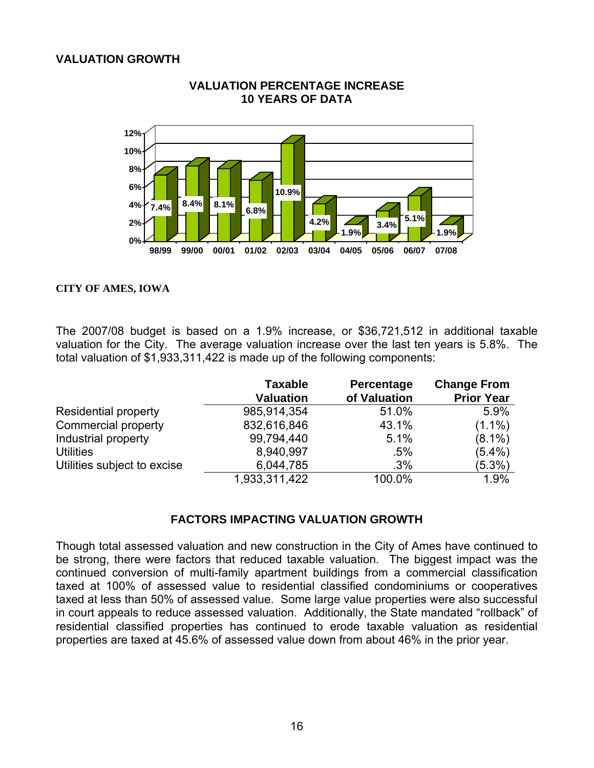## VALUATION GROWTH

**VALUATION PERCENTAGE INCREASE**
**10 YEARS OF DATA**

| Year | 98/99 | 99/00 | 00/01 | 01/02 | 02/03 | 03/04 | 04/05 | 05/06 | 06/07 | 07/08 |
|---|---|---|---|---|---|---|---|---|---|---|
| Increase | 7.4% | 8.4% | 8.1% | 6.8% | 10.9% | 4.2% | 1.9% | 3.4% | 5.1% | 1.9% |

**CITY OF AMES, IOWA**

The 2007/08 budget is based on a 1.9% increase, or $36,721,512 in additional taxable valuation for the City. The average valuation increase over the last ten years is 5.8%. The total valuation of $1,933,311,422 is made up of the following components:

| | Taxable Valuation | Percentage of Valuation | Change From Prior Year |
|---|---|---|---|
| Residential property | 985,914,354 | 51.0% | 5.9% |
| Commercial property | 832,616,846 | 43.1% | (1.1%) |
| Industrial property | 99,794,440 | 5.1% | (8.1%) |
| Utilities | 8,940,997 | .5% | (5.4%) |
| Utilities subject to excise | 6,044,785 | .3% | (5.3%) |
| | 1,933,311,422 | 100.0% | 1.9% |

### FACTORS IMPACTING VALUATION GROWTH

Though total assessed valuation and new construction in the City of Ames have continued to be strong, there were factors that reduced taxable valuation. The biggest impact was the continued conversion of multi-family apartment buildings from a commercial classification taxed at 100% of assessed value to residential classified condominiums or cooperatives taxed at less than 50% of assessed value. Some large value properties were also successful in court appeals to reduce assessed valuation. Additionally, the State mandated "rollback" of residential classified properties has continued to erode taxable valuation as residential properties are taxed at 45.6% of assessed value down from about 46% in the prior year.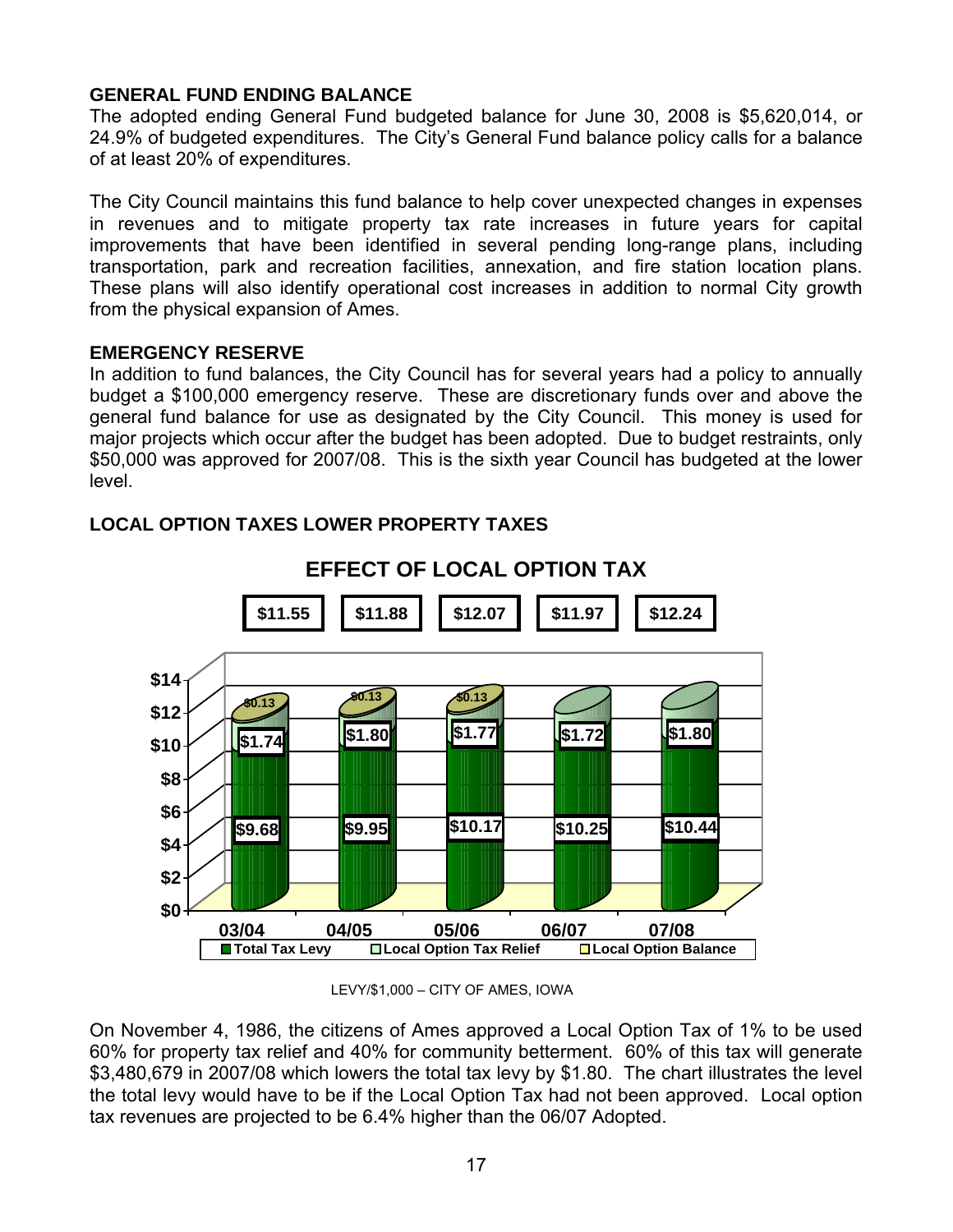### GENERAL FUND ENDING BALANCE

The adopted ending General Fund budgeted balance for June 30, 2008 is $5,620,014, or 24.9% of budgeted expenditures. The City's General Fund balance policy calls for a balance of at least 20% of expenditures.

The City Council maintains this fund balance to help cover unexpected changes in expenses in revenues and to mitigate property tax rate increases in future years for capital improvements that have been identified in several pending long-range plans, including transportation, park and recreation facilities, annexation, and fire station location plans. These plans will also identify operational cost increases in addition to normal City growth from the physical expansion of Ames.

### EMERGENCY RESERVE

In addition to fund balances, the City Council has for several years had a policy to annually budget a $100,000 emergency reserve. These are discretionary funds over and above the general fund balance for use as designated by the City Council. This money is used for major projects which occur after the budget has been adopted. Due to budget restraints, only $50,000 was approved for 2007/08. This is the sixth year Council has budgeted at the lower level.

### LOCAL OPTION TAXES LOWER PROPERTY TAXES

**EFFECT OF LOCAL OPTION TAX**

| | 03/04 | 04/05 | 05/06 | 06/07 | 07/08 |
|---|---|---|---|---|---|
| Total | $11.55 | $11.88 | $12.07 | $11.97 | $12.24 |
| Local Option Balance | $0.13 | $0.13 | $0.13 | | |
| Local Option Tax Relief | $1.74 | $1.80 | $1.77 | $1.72 | $1.80 |
| Total Tax Levy | $9.68 | $9.95 | $10.17 | $10.25 | $10.44 |

LEVY/$1,000 – CITY OF AMES, IOWA

On November 4, 1986, the citizens of Ames approved a Local Option Tax of 1% to be used 60% for property tax relief and 40% for community betterment. 60% of this tax will generate $3,480,679 in 2007/08 which lowers the total tax levy by $1.80. The chart illustrates the level the total levy would have to be if the Local Option Tax had not been approved. Local option tax revenues are projected to be 6.4% higher than the 06/07 Adopted.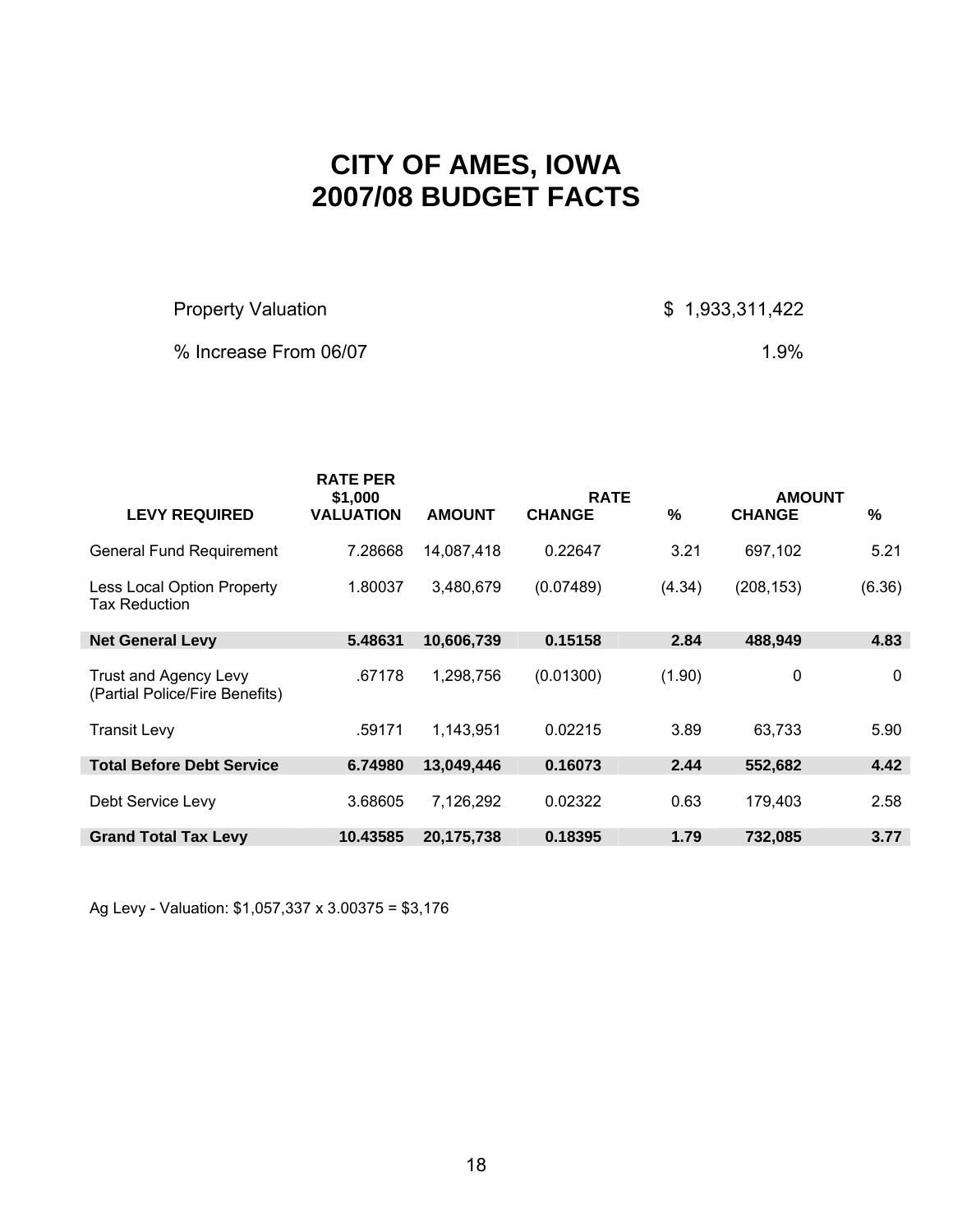# CITY OF AMES, IOWA
# 2007/08 BUDGET FACTS

| | |
|---|---|
| Property Valuation | $ 1,933,311,422 |
| % Increase From 06/07 | 1.9% |

| LEVY REQUIRED | RATE PER $1,000 VALUATION | AMOUNT | RATE CHANGE | % | AMOUNT CHANGE | % |
|---|---|---|---|---|---|---|
| General Fund Requirement | 7.28668 | 14,087,418 | 0.22647 | 3.21 | 697,102 | 5.21 |
| Less Local Option Property Tax Reduction | 1.80037 | 3,480,679 | (0.07489) | (4.34) | (208,153) | (6.36) |
| **Net General Levy** | **5.48631** | **10,606,739** | **0.15158** | **2.84** | **488,949** | **4.83** |
| Trust and Agency Levy (Partial Police/Fire Benefits) | .67178 | 1,298,756 | (0.01300) | (1.90) | 0 | 0 |
| Transit Levy | .59171 | 1,143,951 | 0.02215 | 3.89 | 63,733 | 5.90 |
| **Total Before Debt Service** | **6.74980** | **13,049,446** | **0.16073** | **2.44** | **552,682** | **4.42** |
| Debt Service Levy | 3.68605 | 7,126,292 | 0.02322 | 0.63 | 179,403 | 2.58 |
| **Grand Total Tax Levy** | **10.43585** | **20,175,738** | **0.18395** | **1.79** | **732,085** | **3.77** |

Ag Levy - Valuation: $1,057,337 x 3.00375 = $3,176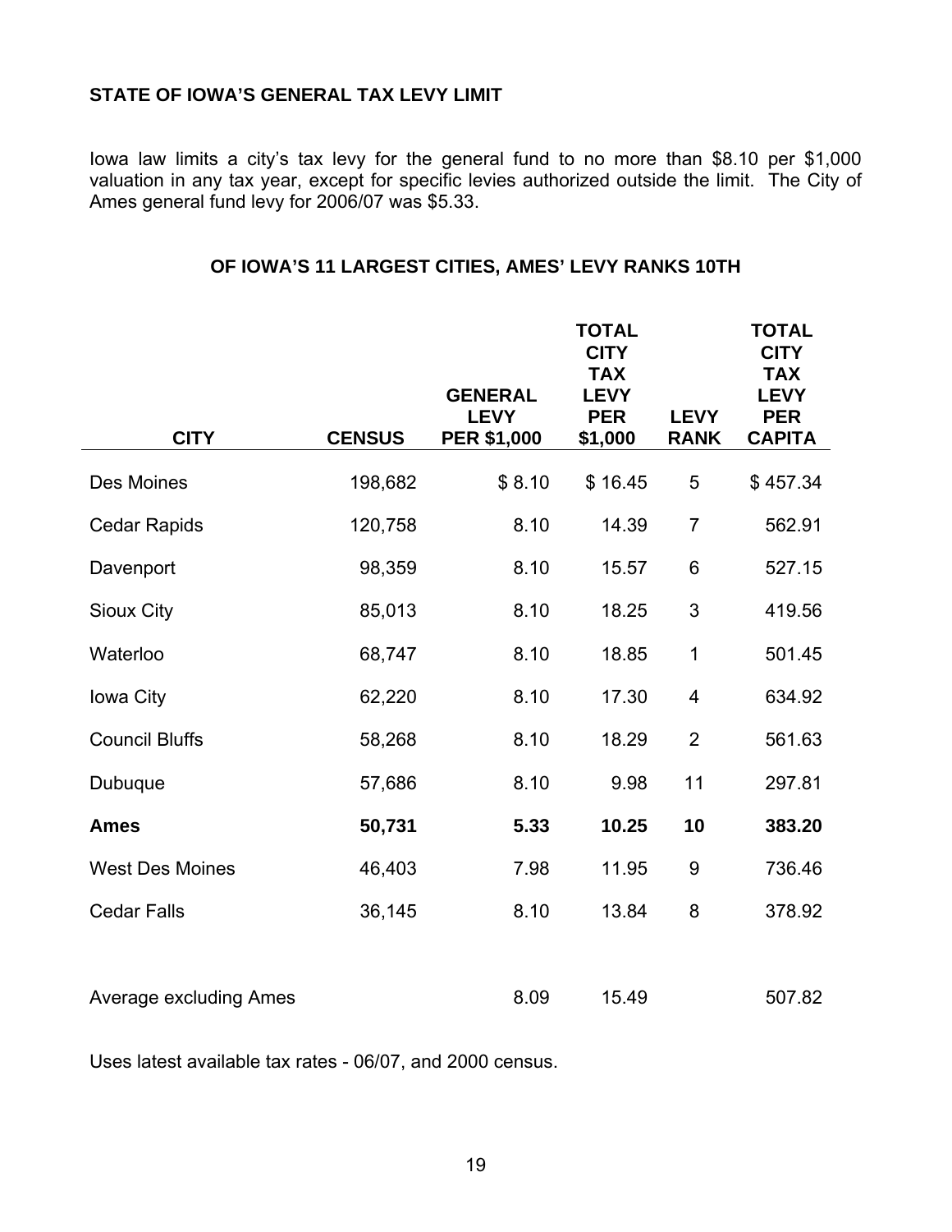## STATE OF IOWA'S GENERAL TAX LEVY LIMIT

Iowa law limits a city's tax levy for the general fund to no more than $8.10 per $1,000 valuation in any tax year, except for specific levies authorized outside the limit. The City of Ames general fund levy for 2006/07 was $5.33.

### OF IOWA'S 11 LARGEST CITIES, AMES' LEVY RANKS 10TH

| CITY | CENSUS | GENERAL LEVY PER $1,000 | TOTAL CITY TAX LEVY PER $1,000 | LEVY RANK | TOTAL CITY TAX LEVY PER CAPITA |
|---|---|---|---|---|---|
| Des Moines | 198,682 | $ 8.10 | $ 16.45 | 5 | $ 457.34 |
| Cedar Rapids | 120,758 | 8.10 | 14.39 | 7 | 562.91 |
| Davenport | 98,359 | 8.10 | 15.57 | 6 | 527.15 |
| Sioux City | 85,013 | 8.10 | 18.25 | 3 | 419.56 |
| Waterloo | 68,747 | 8.10 | 18.85 | 1 | 501.45 |
| Iowa City | 62,220 | 8.10 | 17.30 | 4 | 634.92 |
| Council Bluffs | 58,268 | 8.10 | 18.29 | 2 | 561.63 |
| Dubuque | 57,686 | 8.10 | 9.98 | 11 | 297.81 |
| **Ames** | **50,731** | **5.33** | **10.25** | **10** | **383.20** |
| West Des Moines | 46,403 | 7.98 | 11.95 | 9 | 736.46 |
| Cedar Falls | 36,145 | 8.10 | 13.84 | 8 | 378.92 |
| Average excluding Ames | | 8.09 | 15.49 | | 507.82 |

Uses latest available tax rates - 06/07, and 2000 census.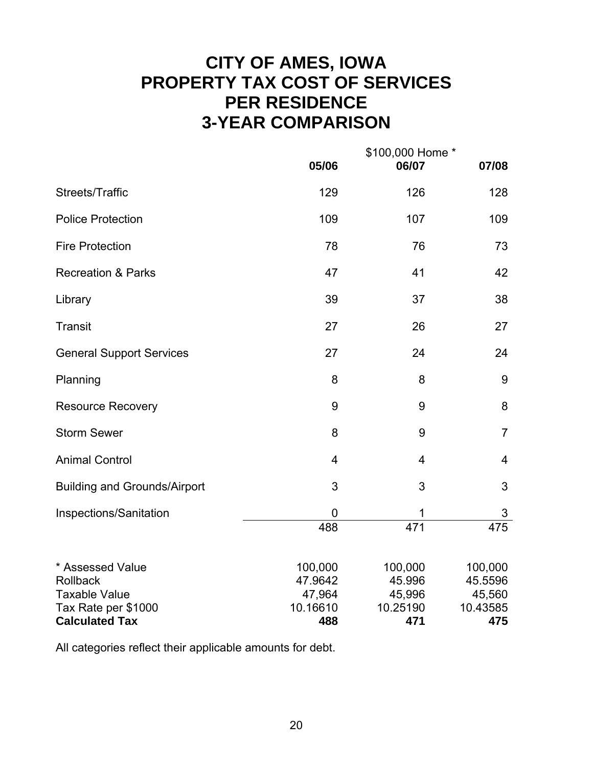# CITY OF AMES, IOWA
# PROPERTY TAX COST OF SERVICES
# PER RESIDENCE
# 3-YEAR COMPARISON

| | \$100,000 Home * | | |
|---|---|---|---|
| | **05/06** | **06/07** | **07/08** |
| Streets/Traffic | 129 | 126 | 128 |
| Police Protection | 109 | 107 | 109 |
| Fire Protection | 78 | 76 | 73 |
| Recreation & Parks | 47 | 41 | 42 |
| Library | 39 | 37 | 38 |
| Transit | 27 | 26 | 27 |
| General Support Services | 27 | 24 | 24 |
| Planning | 8 | 8 | 9 |
| Resource Recovery | 9 | 9 | 8 |
| Storm Sewer | 8 | 9 | 7 |
| Animal Control | 4 | 4 | 4 |
| Building and Grounds/Airport | 3 | 3 | 3 |
| Inspections/Sanitation | 0 | 1 | 3 |
| | 488 | 471 | 475 |
| | | | |
| * Assessed Value | 100,000 | 100,000 | 100,000 |
| Rollback | 47.9642 | 45.996 | 45.5596 |
| Taxable Value | 47,964 | 45,996 | 45,560 |
| Tax Rate per \$1000 | 10.16610 | 10.25190 | 10.43585 |
| **Calculated Tax** | **488** | **471** | **475** |

All categories reflect their applicable amounts for debt.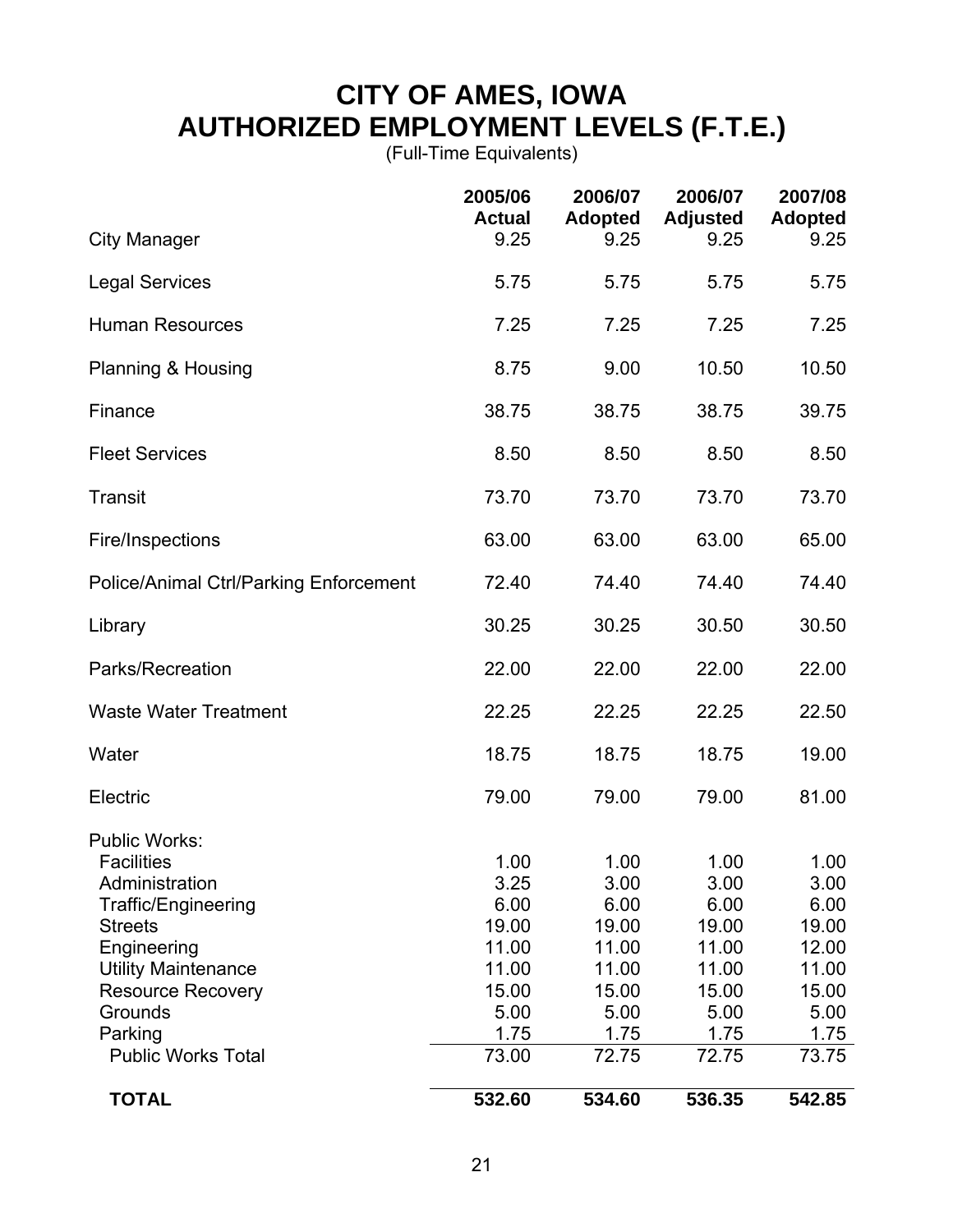# CITY OF AMES, IOWA
# AUTHORIZED EMPLOYMENT LEVELS (F.T.E.)

(Full-Time Equivalents)

| | 2005/06 Actual | 2006/07 Adopted | 2006/07 Adjusted | 2007/08 Adopted |
|---|---|---|---|---|
| City Manager | 9.25 | 9.25 | 9.25 | 9.25 |
| Legal Services | 5.75 | 5.75 | 5.75 | 5.75 |
| Human Resources | 7.25 | 7.25 | 7.25 | 7.25 |
| Planning & Housing | 8.75 | 9.00 | 10.50 | 10.50 |
| Finance | 38.75 | 38.75 | 38.75 | 39.75 |
| Fleet Services | 8.50 | 8.50 | 8.50 | 8.50 |
| Transit | 73.70 | 73.70 | 73.70 | 73.70 |
| Fire/Inspections | 63.00 | 63.00 | 63.00 | 65.00 |
| Police/Animal Ctrl/Parking Enforcement | 72.40 | 74.40 | 74.40 | 74.40 |
| Library | 30.25 | 30.25 | 30.50 | 30.50 |
| Parks/Recreation | 22.00 | 22.00 | 22.00 | 22.00 |
| Waste Water Treatment | 22.25 | 22.25 | 22.25 | 22.50 |
| Water | 18.75 | 18.75 | 18.75 | 19.00 |
| Electric | 79.00 | 79.00 | 79.00 | 81.00 |
| Public Works: | | | | |
| Facilities | 1.00 | 1.00 | 1.00 | 1.00 |
| Administration | 3.25 | 3.00 | 3.00 | 3.00 |
| Traffic/Engineering | 6.00 | 6.00 | 6.00 | 6.00 |
| Streets | 19.00 | 19.00 | 19.00 | 19.00 |
| Engineering | 11.00 | 11.00 | 11.00 | 12.00 |
| Utility Maintenance | 11.00 | 11.00 | 11.00 | 11.00 |
| Resource Recovery | 15.00 | 15.00 | 15.00 | 15.00 |
| Grounds | 5.00 | 5.00 | 5.00 | 5.00 |
| Parking | 1.75 | 1.75 | 1.75 | 1.75 |
| Public Works Total | 73.00 | 72.75 | 72.75 | 73.75 |
| **TOTAL** | **532.60** | **534.60** | **536.35** | **542.85** |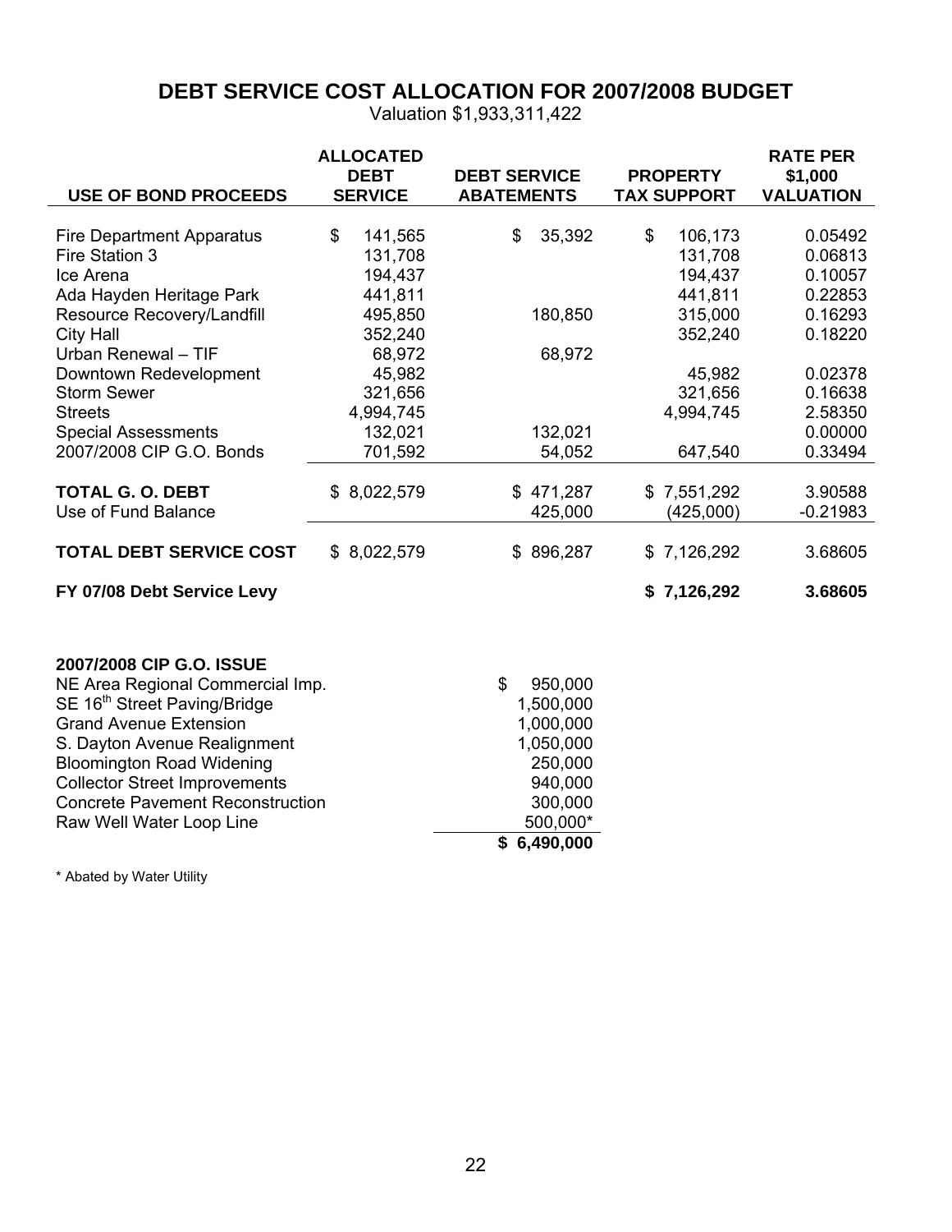# DEBT SERVICE COST ALLOCATION FOR 2007/2008 BUDGET

Valuation $1,933,311,422

| USE OF BOND PROCEEDS | ALLOCATED DEBT SERVICE | DEBT SERVICE ABATEMENTS | PROPERTY TAX SUPPORT | RATE PER $1,000 VALUATION |
|---|---|---|---|---|
| Fire Department Apparatus | $ 141,565 | $ 35,392 | $ 106,173 | 0.05492 |
| Fire Station 3 | 131,708 | | 131,708 | 0.06813 |
| Ice Arena | 194,437 | | 194,437 | 0.10057 |
| Ada Hayden Heritage Park | 441,811 | | 441,811 | 0.22853 |
| Resource Recovery/Landfill | 495,850 | 180,850 | 315,000 | 0.16293 |
| City Hall | 352,240 | | 352,240 | 0.18220 |
| Urban Renewal – TIF | 68,972 | 68,972 | | |
| Downtown Redevelopment | 45,982 | | 45,982 | 0.02378 |
| Storm Sewer | 321,656 | | 321,656 | 0.16638 |
| Streets | 4,994,745 | | 4,994,745 | 2.58350 |
| Special Assessments | 132,021 | 132,021 | | 0.00000 |
| 2007/2008 CIP G.O. Bonds | 701,592 | 54,052 | 647,540 | 0.33494 |
| **TOTAL G. O. DEBT** | $ 8,022,579 | $ 471,287 | $ 7,551,292 | 3.90588 |
| Use of Fund Balance | | 425,000 | (425,000) | -0.21983 |
| **TOTAL DEBT SERVICE COST** | $ 8,022,579 | $ 896,287 | $ 7,126,292 | 3.68605 |
| **FY 07/08 Debt Service Levy** | | | **$ 7,126,292** | **3.68605** |

| 2007/2008 CIP G.O. ISSUE | |
|---|---|
| NE Area Regional Commercial Imp. | $ 950,000 |
| SE 16th Street Paving/Bridge | 1,500,000 |
| Grand Avenue Extension | 1,000,000 |
| S. Dayton Avenue Realignment | 1,050,000 |
| Bloomington Road Widening | 250,000 |
| Collector Street Improvements | 940,000 |
| Concrete Pavement Reconstruction | 300,000 |
| Raw Well Water Loop Line | 500,000* |
| | **$ 6,490,000** |

\* Abated by Water Utility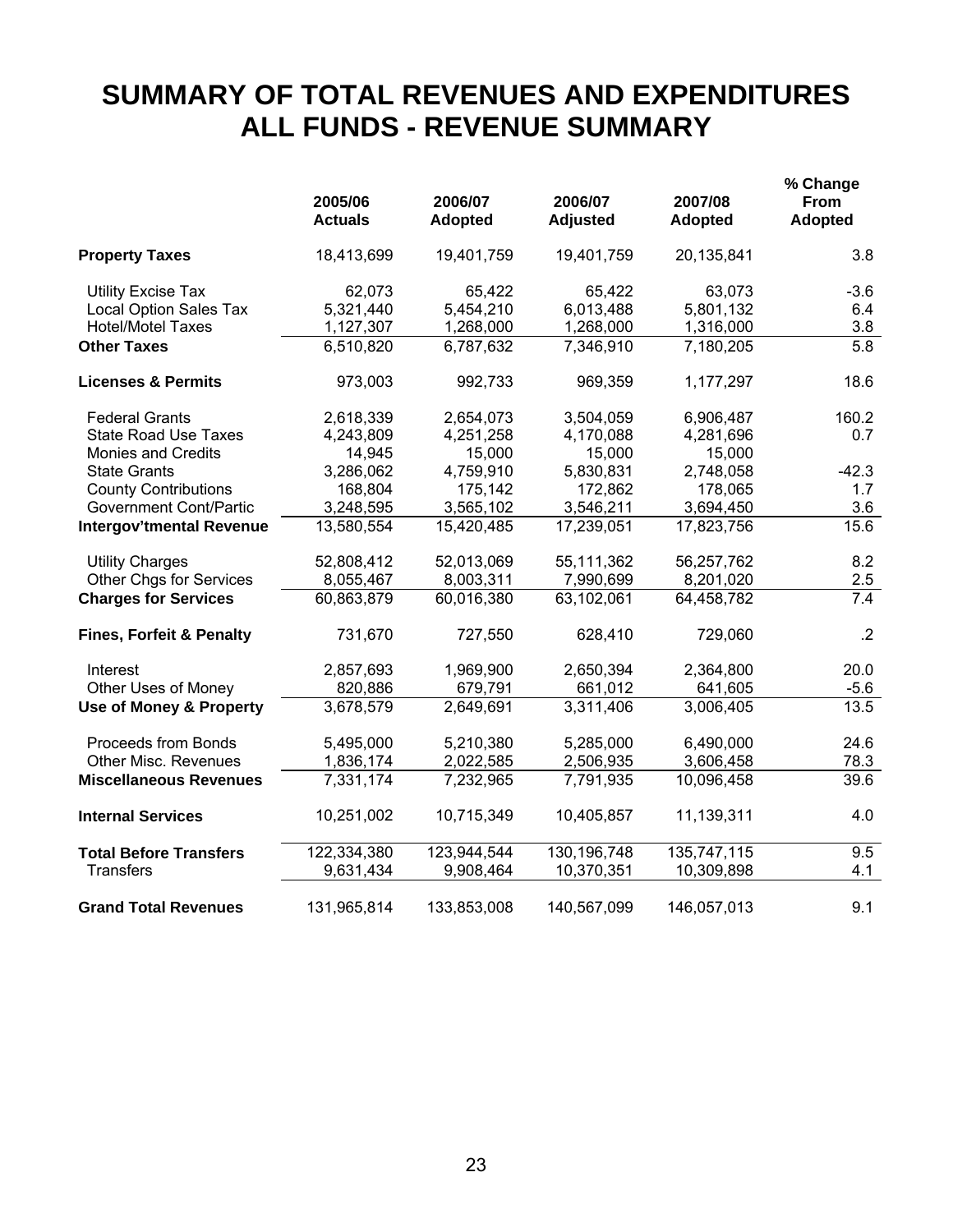# SUMMARY OF TOTAL REVENUES AND EXPENDITURES
# ALL FUNDS - REVENUE SUMMARY

| | 2005/06 Actuals | 2006/07 Adopted | 2006/07 Adjusted | 2007/08 Adopted | % Change From Adopted |
|---|---|---|---|---|---|
| **Property Taxes** | 18,413,699 | 19,401,759 | 19,401,759 | 20,135,841 | 3.8 |
| Utility Excise Tax | 62,073 | 65,422 | 65,422 | 63,073 | -3.6 |
| Local Option Sales Tax | 5,321,440 | 5,454,210 | 6,013,488 | 5,801,132 | 6.4 |
| Hotel/Motel Taxes | 1,127,307 | 1,268,000 | 1,268,000 | 1,316,000 | 3.8 |
| **Other Taxes** | 6,510,820 | 6,787,632 | 7,346,910 | 7,180,205 | 5.8 |
| **Licenses & Permits** | 973,003 | 992,733 | 969,359 | 1,177,297 | 18.6 |
| Federal Grants | 2,618,339 | 2,654,073 | 3,504,059 | 6,906,487 | 160.2 |
| State Road Use Taxes | 4,243,809 | 4,251,258 | 4,170,088 | 4,281,696 | 0.7 |
| Monies and Credits | 14,945 | 15,000 | 15,000 | 15,000 | |
| State Grants | 3,286,062 | 4,759,910 | 5,830,831 | 2,748,058 | -42.3 |
| County Contributions | 168,804 | 175,142 | 172,862 | 178,065 | 1.7 |
| Government Cont/Partic | 3,248,595 | 3,565,102 | 3,546,211 | 3,694,450 | 3.6 |
| **Intergov'tmental Revenue** | 13,580,554 | 15,420,485 | 17,239,051 | 17,823,756 | 15.6 |
| Utility Charges | 52,808,412 | 52,013,069 | 55,111,362 | 56,257,762 | 8.2 |
| Other Chgs for Services | 8,055,467 | 8,003,311 | 7,990,699 | 8,201,020 | 2.5 |
| **Charges for Services** | 60,863,879 | 60,016,380 | 63,102,061 | 64,458,782 | 7.4 |
| **Fines, Forfeit & Penalty** | 731,670 | 727,550 | 628,410 | 729,060 | .2 |
| Interest | 2,857,693 | 1,969,900 | 2,650,394 | 2,364,800 | 20.0 |
| Other Uses of Money | 820,886 | 679,791 | 661,012 | 641,605 | -5.6 |
| **Use of Money & Property** | 3,678,579 | 2,649,691 | 3,311,406 | 3,006,405 | 13.5 |
| Proceeds from Bonds | 5,495,000 | 5,210,380 | 5,285,000 | 6,490,000 | 24.6 |
| Other Misc. Revenues | 1,836,174 | 2,022,585 | 2,506,935 | 3,606,458 | 78.3 |
| **Miscellaneous Revenues** | 7,331,174 | 7,232,965 | 7,791,935 | 10,096,458 | 39.6 |
| **Internal Services** | 10,251,002 | 10,715,349 | 10,405,857 | 11,139,311 | 4.0 |
| **Total Before Transfers** | 122,334,380 | 123,944,544 | 130,196,748 | 135,747,115 | 9.5 |
| Transfers | 9,631,434 | 9,908,464 | 10,370,351 | 10,309,898 | 4.1 |
| **Grand Total Revenues** | 131,965,814 | 133,853,008 | 140,567,099 | 146,057,013 | 9.1 |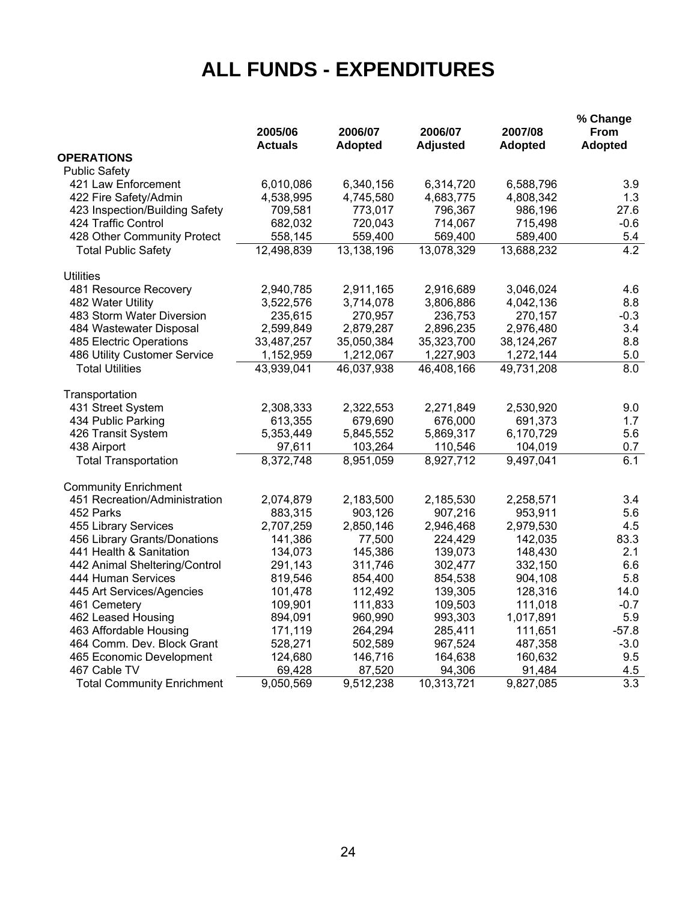# ALL FUNDS - EXPENDITURES

| | 2005/06 Actuals | 2006/07 Adopted | 2006/07 Adjusted | 2007/08 Adopted | % Change From Adopted |
|---|---|---|---|---|---|
| **OPERATIONS** | | | | | |
| Public Safety | | | | | |
| 421 Law Enforcement | 6,010,086 | 6,340,156 | 6,314,720 | 6,588,796 | 3.9 |
| 422 Fire Safety/Admin | 4,538,995 | 4,745,580 | 4,683,775 | 4,808,342 | 1.3 |
| 423 Inspection/Building Safety | 709,581 | 773,017 | 796,367 | 986,196 | 27.6 |
| 424 Traffic Control | 682,032 | 720,043 | 714,067 | 715,498 | -0.6 |
| 428 Other Community Protect | 558,145 | 559,400 | 569,400 | 589,400 | 5.4 |
| Total Public Safety | 12,498,839 | 13,138,196 | 13,078,329 | 13,688,232 | 4.2 |
| Utilities | | | | | |
| 481 Resource Recovery | 2,940,785 | 2,911,165 | 2,916,689 | 3,046,024 | 4.6 |
| 482 Water Utility | 3,522,576 | 3,714,078 | 3,806,886 | 4,042,136 | 8.8 |
| 483 Storm Water Diversion | 235,615 | 270,957 | 236,753 | 270,157 | -0.3 |
| 484 Wastewater Disposal | 2,599,849 | 2,879,287 | 2,896,235 | 2,976,480 | 3.4 |
| 485 Electric Operations | 33,487,257 | 35,050,384 | 35,323,700 | 38,124,267 | 8.8 |
| 486 Utility Customer Service | 1,152,959 | 1,212,067 | 1,227,903 | 1,272,144 | 5.0 |
| Total Utilities | 43,939,041 | 46,037,938 | 46,408,166 | 49,731,208 | 8.0 |
| Transportation | | | | | |
| 431 Street System | 2,308,333 | 2,322,553 | 2,271,849 | 2,530,920 | 9.0 |
| 434 Public Parking | 613,355 | 679,690 | 676,000 | 691,373 | 1.7 |
| 426 Transit System | 5,353,449 | 5,845,552 | 5,869,317 | 6,170,729 | 5.6 |
| 438 Airport | 97,611 | 103,264 | 110,546 | 104,019 | 0.7 |
| Total Transportation | 8,372,748 | 8,951,059 | 8,927,712 | 9,497,041 | 6.1 |
| Community Enrichment | | | | | |
| 451 Recreation/Administration | 2,074,879 | 2,183,500 | 2,185,530 | 2,258,571 | 3.4 |
| 452 Parks | 883,315 | 903,126 | 907,216 | 953,911 | 5.6 |
| 455 Library Services | 2,707,259 | 2,850,146 | 2,946,468 | 2,979,530 | 4.5 |
| 456 Library Grants/Donations | 141,386 | 77,500 | 224,429 | 142,035 | 83.3 |
| 441 Health & Sanitation | 134,073 | 145,386 | 139,073 | 148,430 | 2.1 |
| 442 Animal Sheltering/Control | 291,143 | 311,746 | 302,477 | 332,150 | 6.6 |
| 444 Human Services | 819,546 | 854,400 | 854,538 | 904,108 | 5.8 |
| 445 Art Services/Agencies | 101,478 | 112,492 | 139,305 | 128,316 | 14.0 |
| 461 Cemetery | 109,901 | 111,833 | 109,503 | 111,018 | -0.7 |
| 462 Leased Housing | 894,091 | 960,990 | 993,303 | 1,017,891 | 5.9 |
| 463 Affordable Housing | 171,119 | 264,294 | 285,411 | 111,651 | -57.8 |
| 464 Comm. Dev. Block Grant | 528,271 | 502,589 | 967,524 | 487,358 | -3.0 |
| 465 Economic Development | 124,680 | 146,716 | 164,638 | 160,632 | 9.5 |
| 467 Cable TV | 69,428 | 87,520 | 94,306 | 91,484 | 4.5 |
| Total Community Enrichment | 9,050,569 | 9,512,238 | 10,313,721 | 9,827,085 | 3.3 |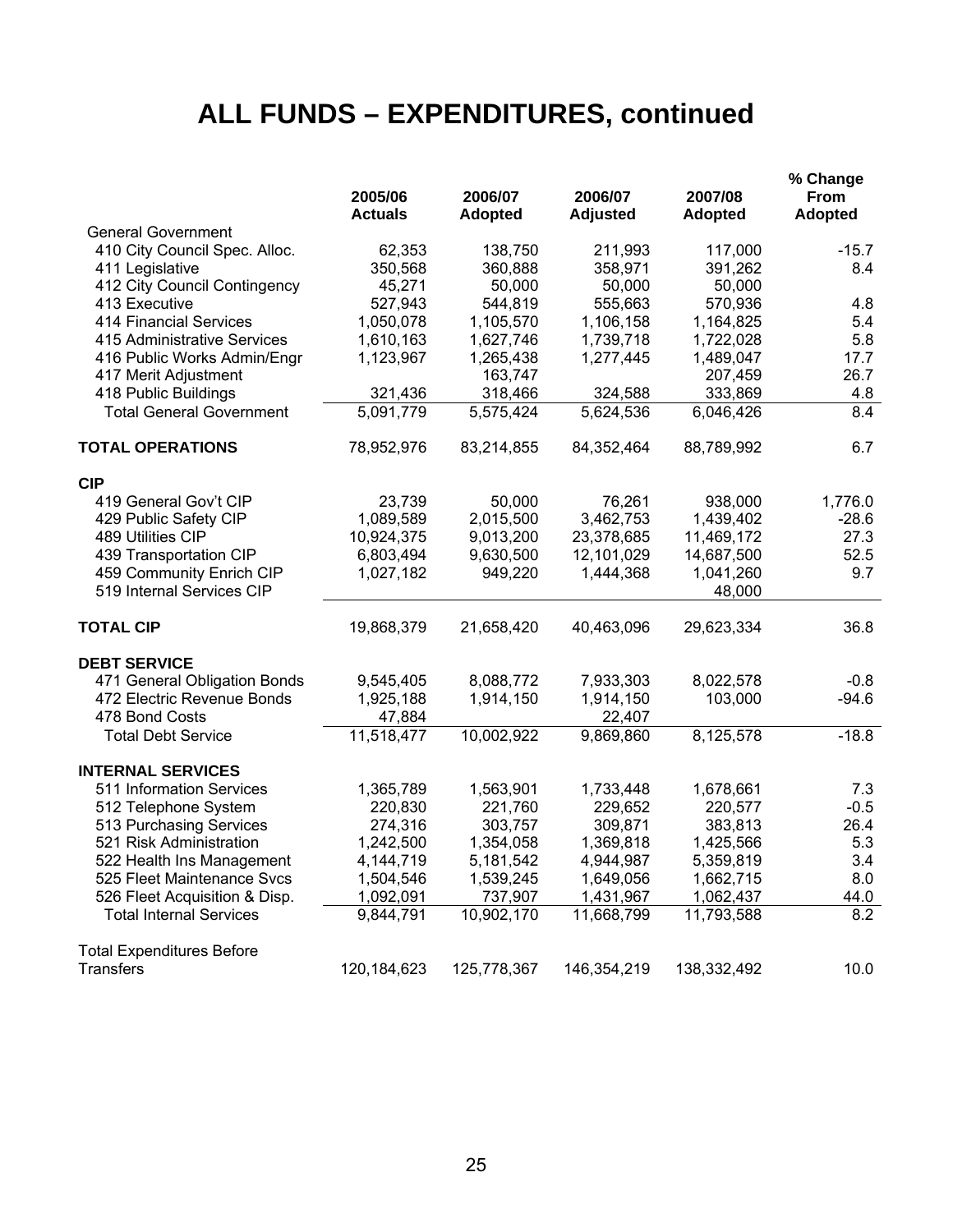# ALL FUNDS – EXPENDITURES, continued

| | 2005/06 Actuals | 2006/07 Adopted | 2006/07 Adjusted | 2007/08 Adopted | % Change From Adopted |
|---|---|---|---|---|---|
| General Government | | | | | |
| 410 City Council Spec. Alloc. | 62,353 | 138,750 | 211,993 | 117,000 | -15.7 |
| 411 Legislative | 350,568 | 360,888 | 358,971 | 391,262 | 8.4 |
| 412 City Council Contingency | 45,271 | 50,000 | 50,000 | 50,000 | |
| 413 Executive | 527,943 | 544,819 | 555,663 | 570,936 | 4.8 |
| 414 Financial Services | 1,050,078 | 1,105,570 | 1,106,158 | 1,164,825 | 5.4 |
| 415 Administrative Services | 1,610,163 | 1,627,746 | 1,739,718 | 1,722,028 | 5.8 |
| 416 Public Works Admin/Engr | 1,123,967 | 1,265,438 | 1,277,445 | 1,489,047 | 17.7 |
| 417 Merit Adjustment | | 163,747 | | 207,459 | 26.7 |
| 418 Public Buildings | 321,436 | 318,466 | 324,588 | 333,869 | 4.8 |
| Total General Government | 5,091,779 | 5,575,424 | 5,624,536 | 6,046,426 | 8.4 |
| **TOTAL OPERATIONS** | 78,952,976 | 83,214,855 | 84,352,464 | 88,789,992 | 6.7 |
| **CIP** | | | | | |
| 419 General Gov't CIP | 23,739 | 50,000 | 76,261 | 938,000 | 1,776.0 |
| 429 Public Safety CIP | 1,089,589 | 2,015,500 | 3,462,753 | 1,439,402 | -28.6 |
| 489 Utilities CIP | 10,924,375 | 9,013,200 | 23,378,685 | 11,469,172 | 27.3 |
| 439 Transportation CIP | 6,803,494 | 9,630,500 | 12,101,029 | 14,687,500 | 52.5 |
| 459 Community Enrich CIP | 1,027,182 | 949,220 | 1,444,368 | 1,041,260 | 9.7 |
| 519 Internal Services CIP | | | | 48,000 | |
| **TOTAL CIP** | 19,868,379 | 21,658,420 | 40,463,096 | 29,623,334 | 36.8 |
| **DEBT SERVICE** | | | | | |
| 471 General Obligation Bonds | 9,545,405 | 8,088,772 | 7,933,303 | 8,022,578 | -0.8 |
| 472 Electric Revenue Bonds | 1,925,188 | 1,914,150 | 1,914,150 | 103,000 | -94.6 |
| 478 Bond Costs | 47,884 | | 22,407 | | |
| Total Debt Service | 11,518,477 | 10,002,922 | 9,869,860 | 8,125,578 | -18.8 |
| **INTERNAL SERVICES** | | | | | |
| 511 Information Services | 1,365,789 | 1,563,901 | 1,733,448 | 1,678,661 | 7.3 |
| 512 Telephone System | 220,830 | 221,760 | 229,652 | 220,577 | -0.5 |
| 513 Purchasing Services | 274,316 | 303,757 | 309,871 | 383,813 | 26.4 |
| 521 Risk Administration | 1,242,500 | 1,354,058 | 1,369,818 | 1,425,566 | 5.3 |
| 522 Health Ins Management | 4,144,719 | 5,181,542 | 4,944,987 | 5,359,819 | 3.4 |
| 525 Fleet Maintenance Svcs | 1,504,546 | 1,539,245 | 1,649,056 | 1,662,715 | 8.0 |
| 526 Fleet Acquisition & Disp. | 1,092,091 | 737,907 | 1,431,967 | 1,062,437 | 44.0 |
| Total Internal Services | 9,844,791 | 10,902,170 | 11,668,799 | 11,793,588 | 8.2 |
| Total Expenditures Before Transfers | 120,184,623 | 125,778,367 | 146,354,219 | 138,332,492 | 10.0 |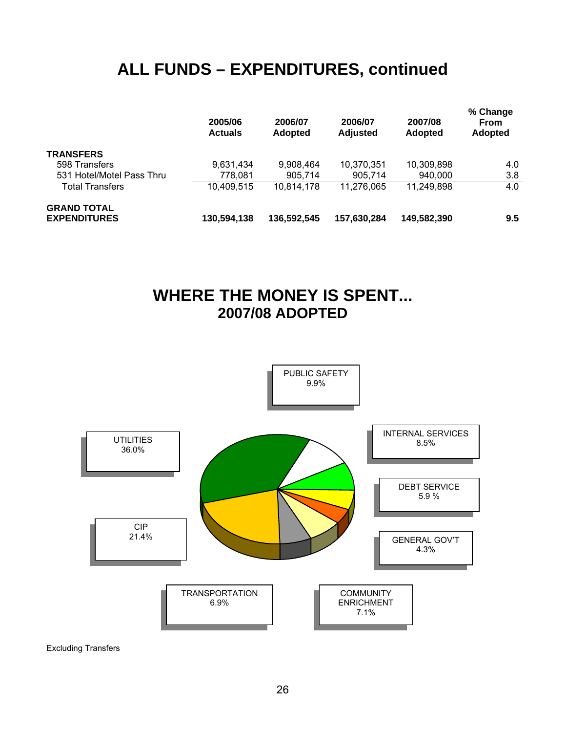# ALL FUNDS – EXPENDITURES, continued

| | 2005/06 Actuals | 2006/07 Adopted | 2006/07 Adjusted | 2007/08 Adopted | % Change From Adopted |
|---|---|---|---|---|---|
| **TRANSFERS** | | | | | |
| 598 Transfers | 9,631,434 | 9,908,464 | 10,370,351 | 10,309,898 | 4.0 |
| 531 Hotel/Motel Pass Thru | 778,081 | 905,714 | 905,714 | 940,000 | 3.8 |
| Total Transfers | 10,409,515 | 10,814,178 | 11,276,065 | 11,249,898 | 4.0 |
| **GRAND TOTAL EXPENDITURES** | **130,594,138** | **136,592,545** | **157,630,284** | **149,582,390** | **9.5** |

## WHERE THE MONEY IS SPENT...
## 2007/08 ADOPTED

- PUBLIC SAFETY 9.9%
- INTERNAL SERVICES 8.5%
- DEBT SERVICE 5.9 %
- GENERAL GOV'T 4.3%
- COMMUNITY ENRICHMENT 7.1%
- TRANSPORTATION 6.9%
- CIP 21.4%
- UTILITIES 36.0%

Excluding Transfers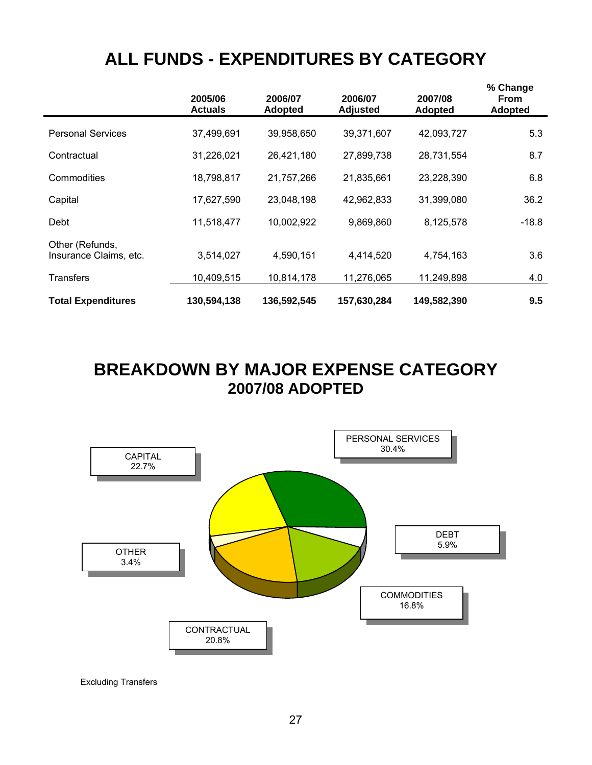# ALL FUNDS - EXPENDITURES BY CATEGORY

| | 2005/06 Actuals | 2006/07 Adopted | 2006/07 Adjusted | 2007/08 Adopted | % Change From Adopted |
|---|---|---|---|---|---|
| Personal Services | 37,499,691 | 39,958,650 | 39,371,607 | 42,093,727 | 5.3 |
| Contractual | 31,226,021 | 26,421,180 | 27,899,738 | 28,731,554 | 8.7 |
| Commodities | 18,798,817 | 21,757,266 | 21,835,661 | 23,228,390 | 6.8 |
| Capital | 17,627,590 | 23,048,198 | 42,962,833 | 31,399,080 | 36.2 |
| Debt | 11,518,477 | 10,002,922 | 9,869,860 | 8,125,578 | -18.8 |
| Other (Refunds, Insurance Claims, etc. | 3,514,027 | 4,590,151 | 4,414,520 | 4,754,163 | 3.6 |
| Transfers | 10,409,515 | 10,814,178 | 11,276,065 | 11,249,898 | 4.0 |
| **Total Expenditures** | **130,594,138** | **136,592,545** | **157,630,284** | **149,582,390** | **9.5** |

# BREAKDOWN BY MAJOR EXPENSE CATEGORY
## 2007/08 ADOPTED

| Category | Percent |
|---|---|
| PERSONAL SERVICES | 30.4% |
| CAPITAL | 22.7% |
| CONTRACTUAL | 20.8% |
| COMMODITIES | 16.8% |
| DEBT | 5.9% |
| OTHER | 3.4% |

Excluding Transfers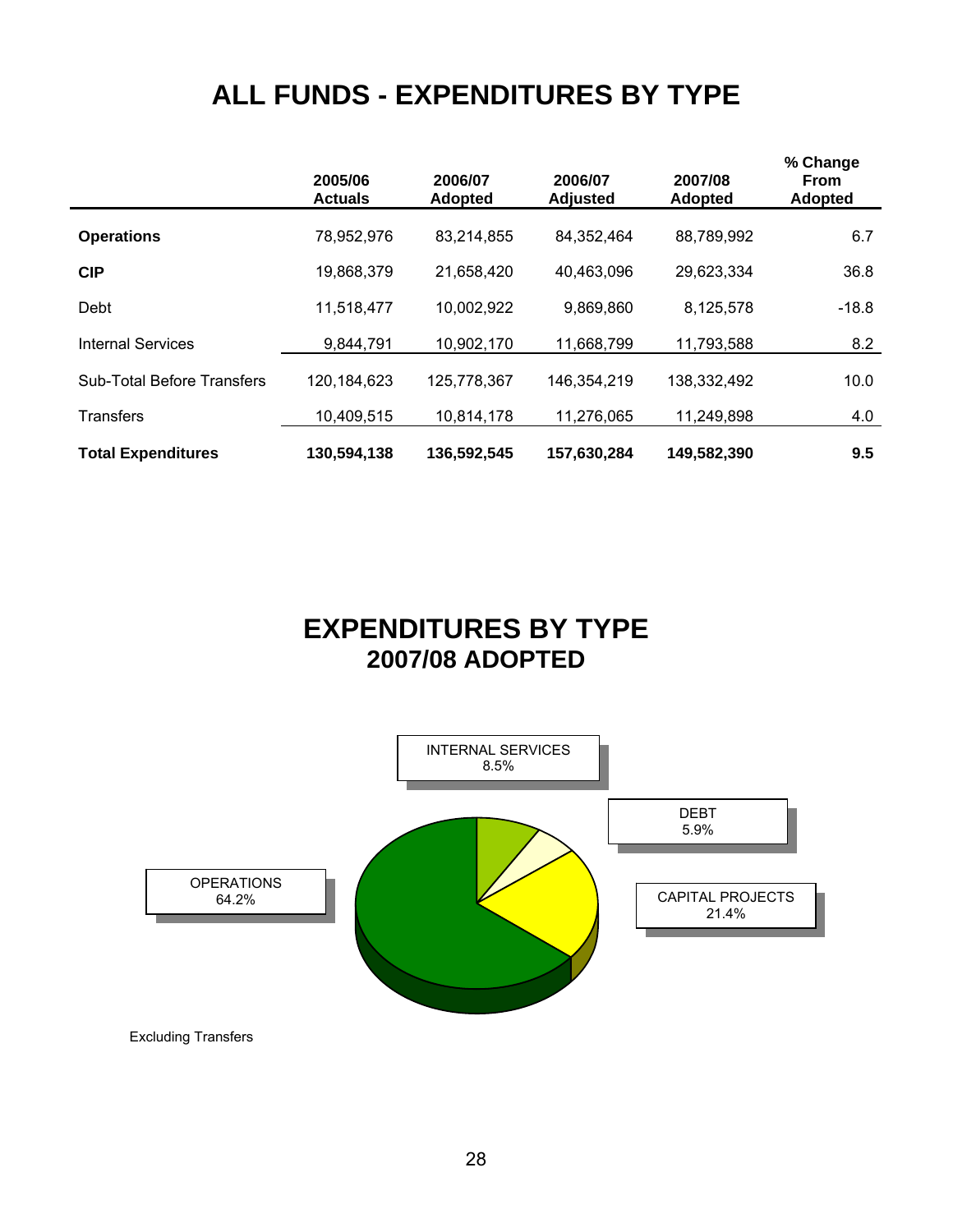# ALL FUNDS - EXPENDITURES BY TYPE

| | 2005/06 Actuals | 2006/07 Adopted | 2006/07 Adjusted | 2007/08 Adopted | % Change From Adopted |
|---|---|---|---|---|---|
| **Operations** | 78,952,976 | 83,214,855 | 84,352,464 | 88,789,992 | 6.7 |
| **CIP** | 19,868,379 | 21,658,420 | 40,463,096 | 29,623,334 | 36.8 |
| Debt | 11,518,477 | 10,002,922 | 9,869,860 | 8,125,578 | -18.8 |
| Internal Services | 9,844,791 | 10,902,170 | 11,668,799 | 11,793,588 | 8.2 |
| Sub-Total Before Transfers | 120,184,623 | 125,778,367 | 146,354,219 | 138,332,492 | 10.0 |
| Transfers | 10,409,515 | 10,814,178 | 11,276,065 | 11,249,898 | 4.0 |
| **Total Expenditures** | **130,594,138** | **136,592,545** | **157,630,284** | **149,582,390** | **9.5** |

## EXPENDITURES BY TYPE
### 2007/08 ADOPTED

INTERNAL SERVICES 8.5%

DEBT 5.9%

CAPITAL PROJECTS 21.4%

OPERATIONS 64.2%

Excluding Transfers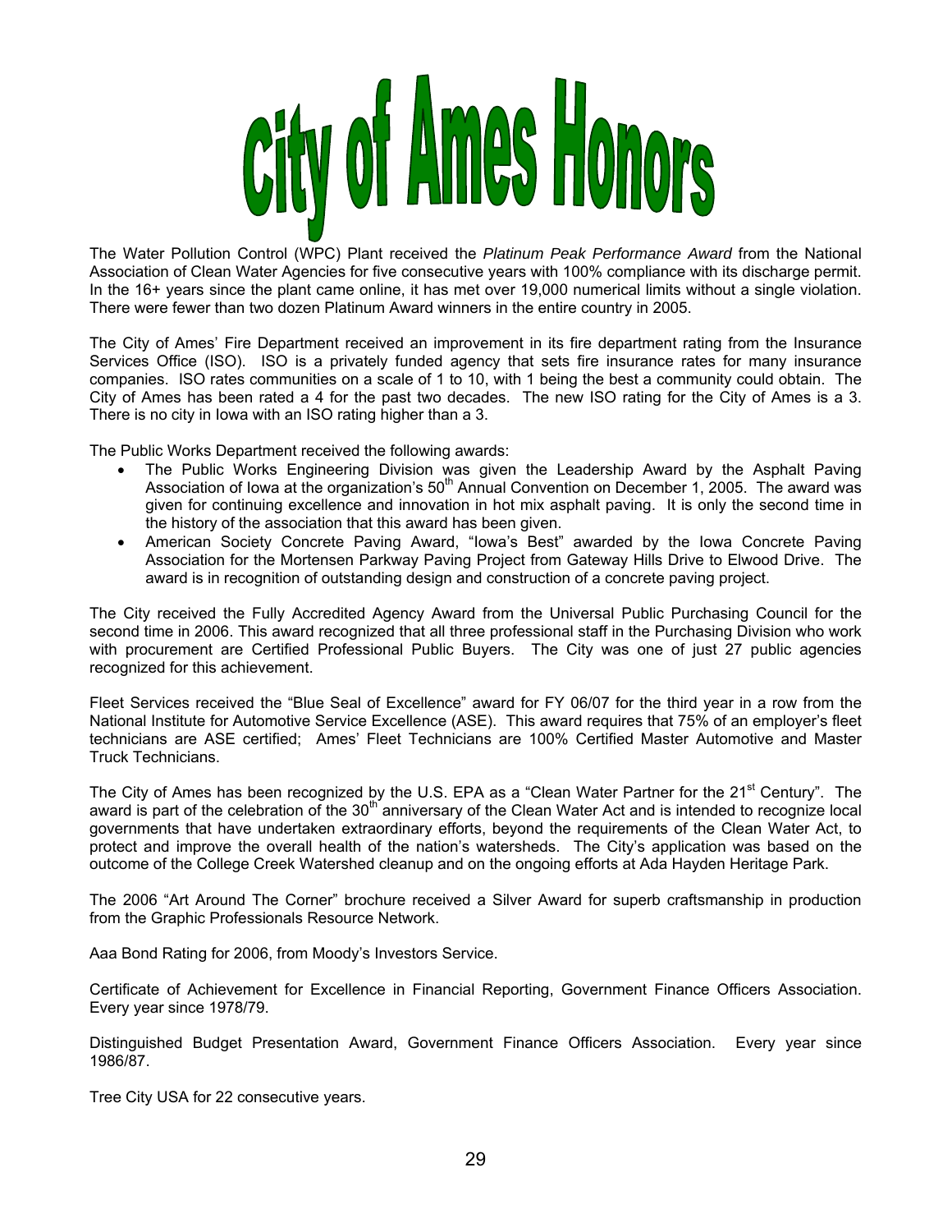# City of Ames Honors

The Water Pollution Control (WPC) Plant received the *Platinum Peak Performance Award* from the National Association of Clean Water Agencies for five consecutive years with 100% compliance with its discharge permit. In the 16+ years since the plant came online, it has met over 19,000 numerical limits without a single violation. There were fewer than two dozen Platinum Award winners in the entire country in 2005.

The City of Ames' Fire Department received an improvement in its fire department rating from the Insurance Services Office (ISO). ISO is a privately funded agency that sets fire insurance rates for many insurance companies. ISO rates communities on a scale of 1 to 10, with 1 being the best a community could obtain. The City of Ames has been rated a 4 for the past two decades. The new ISO rating for the City of Ames is a 3. There is no city in Iowa with an ISO rating higher than a 3.

The Public Works Department received the following awards:

- The Public Works Engineering Division was given the Leadership Award by the Asphalt Paving Association of Iowa at the organization's 50th Annual Convention on December 1, 2005. The award was given for continuing excellence and innovation in hot mix asphalt paving. It is only the second time in the history of the association that this award has been given.
- American Society Concrete Paving Award, "Iowa's Best" awarded by the Iowa Concrete Paving Association for the Mortensen Parkway Paving Project from Gateway Hills Drive to Elwood Drive. The award is in recognition of outstanding design and construction of a concrete paving project.

The City received the Fully Accredited Agency Award from the Universal Public Purchasing Council for the second time in 2006. This award recognized that all three professional staff in the Purchasing Division who work with procurement are Certified Professional Public Buyers. The City was one of just 27 public agencies recognized for this achievement.

Fleet Services received the "Blue Seal of Excellence" award for FY 06/07 for the third year in a row from the National Institute for Automotive Service Excellence (ASE). This award requires that 75% of an employer's fleet technicians are ASE certified; Ames' Fleet Technicians are 100% Certified Master Automotive and Master Truck Technicians.

The City of Ames has been recognized by the U.S. EPA as a "Clean Water Partner for the 21st Century". The award is part of the celebration of the 30th anniversary of the Clean Water Act and is intended to recognize local governments that have undertaken extraordinary efforts, beyond the requirements of the Clean Water Act, to protect and improve the overall health of the nation's watersheds. The City's application was based on the outcome of the College Creek Watershed cleanup and on the ongoing efforts at Ada Hayden Heritage Park.

The 2006 "Art Around The Corner" brochure received a Silver Award for superb craftsmanship in production from the Graphic Professionals Resource Network.

Aaa Bond Rating for 2006, from Moody's Investors Service.

Certificate of Achievement for Excellence in Financial Reporting, Government Finance Officers Association. Every year since 1978/79.

Distinguished Budget Presentation Award, Government Finance Officers Association. Every year since 1986/87.

Tree City USA for 22 consecutive years.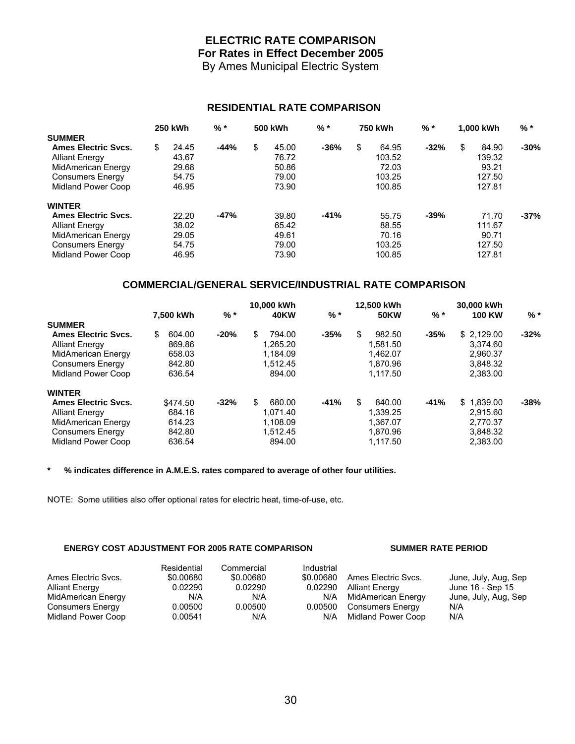# ELECTRIC RATE COMPARISON

## For Rates in Effect December 2005

By Ames Municipal Electric System

### RESIDENTIAL RATE COMPARISON

| | 250 kWh | % * | 500 kWh | % * | 750 kWh | % * | 1,000 kWh | % * |
|---|---|---|---|---|---|---|---|---|
| **SUMMER** | | | | | | | | |
| **Ames Electric Svcs.** | $ 24.45 | **-44%** | $ 45.00 | **-36%** | $ 64.95 | **-32%** | $ 84.90 | **-30%** |
| Alliant Energy | 43.67 | | 76.72 | | 103.52 | | 139.32 | |
| MidAmerican Energy | 29.68 | | 50.86 | | 72.03 | | 93.21 | |
| Consumers Energy | 54.75 | | 79.00 | | 103.25 | | 127.50 | |
| Midland Power Coop | 46.95 | | 73.90 | | 100.85 | | 127.81 | |
| **WINTER** | | | | | | | | |
| **Ames Electric Svcs.** | 22.20 | **-47%** | 39.80 | **-41%** | 55.75 | **-39%** | 71.70 | **-37%** |
| Alliant Energy | 38.02 | | 65.42 | | 88.55 | | 111.67 | |
| MidAmerican Energy | 29.05 | | 49.61 | | 70.16 | | 90.71 | |
| Consumers Energy | 54.75 | | 79.00 | | 103.25 | | 127.50 | |
| Midland Power Coop | 46.95 | | 73.90 | | 100.85 | | 127.81 | |

### COMMERCIAL/GENERAL SERVICE/INDUSTRIAL RATE COMPARISON

| | 7,500 kWh | % * | 10,000 kWh 40KW | % * | 12,500 kWh 50KW | % * | 30,000 kWh 100 KW | % * |
|---|---|---|---|---|---|---|---|---|
| **SUMMER** | | | | | | | | |
| **Ames Electric Svcs.** | $ 604.00 | **-20%** | $ 794.00 | **-35%** | $ 982.50 | **-35%** | $ 2,129.00 | **-32%** |
| Alliant Energy | 869.86 | | 1,265.20 | | 1,581.50 | | 3,374.60 | |
| MidAmerican Energy | 658.03 | | 1,184.09 | | 1,462.07 | | 2,960.37 | |
| Consumers Energy | 842.80 | | 1,512.45 | | 1,870.96 | | 3,848.32 | |
| Midland Power Coop | 636.54 | | 894.00 | | 1,117.50 | | 2,383.00 | |
| **WINTER** | | | | | | | | |
| **Ames Electric Svcs.** | $474.50 | **-32%** | $ 680.00 | **-41%** | $ 840.00 | **-41%** | $ 1,839.00 | **-38%** |
| Alliant Energy | 684.16 | | 1,071.40 | | 1,339.25 | | 2,915.60 | |
| MidAmerican Energy | 614.23 | | 1,108.09 | | 1,367.07 | | 2,770.37 | |
| Consumers Energy | 842.80 | | 1,512.45 | | 1,870.96 | | 3,848.32 | |
| Midland Power Coop | 636.54 | | 894.00 | | 1,117.50 | | 2,383.00 | |

**\* % indicates difference in A.M.E.S. rates compared to average of other four utilities.**

NOTE: Some utilities also offer optional rates for electric heat, time-of-use, etc.

#### ENERGY COST ADJUSTMENT FOR 2005 RATE COMPARISON

| | Residential | Commercial | Industrial |
|---|---|---|---|
| Ames Electric Svcs. | $0.00680 | $0.00680 | $0.00680 |
| Alliant Energy | 0.02290 | 0.02290 | 0.02290 |
| MidAmerican Energy | N/A | N/A | N/A |
| Consumers Energy | 0.00500 | 0.00500 | 0.00500 |
| Midland Power Coop | 0.00541 | N/A | N/A |

#### SUMMER RATE PERIOD

| | |
|---|---|
| Ames Electric Svcs. | June, July, Aug, Sep |
| Alliant Energy | June 16 - Sep 15 |
| MidAmerican Energy | June, July, Aug, Sep |
| Consumers Energy | N/A |
| Midland Power Coop | N/A |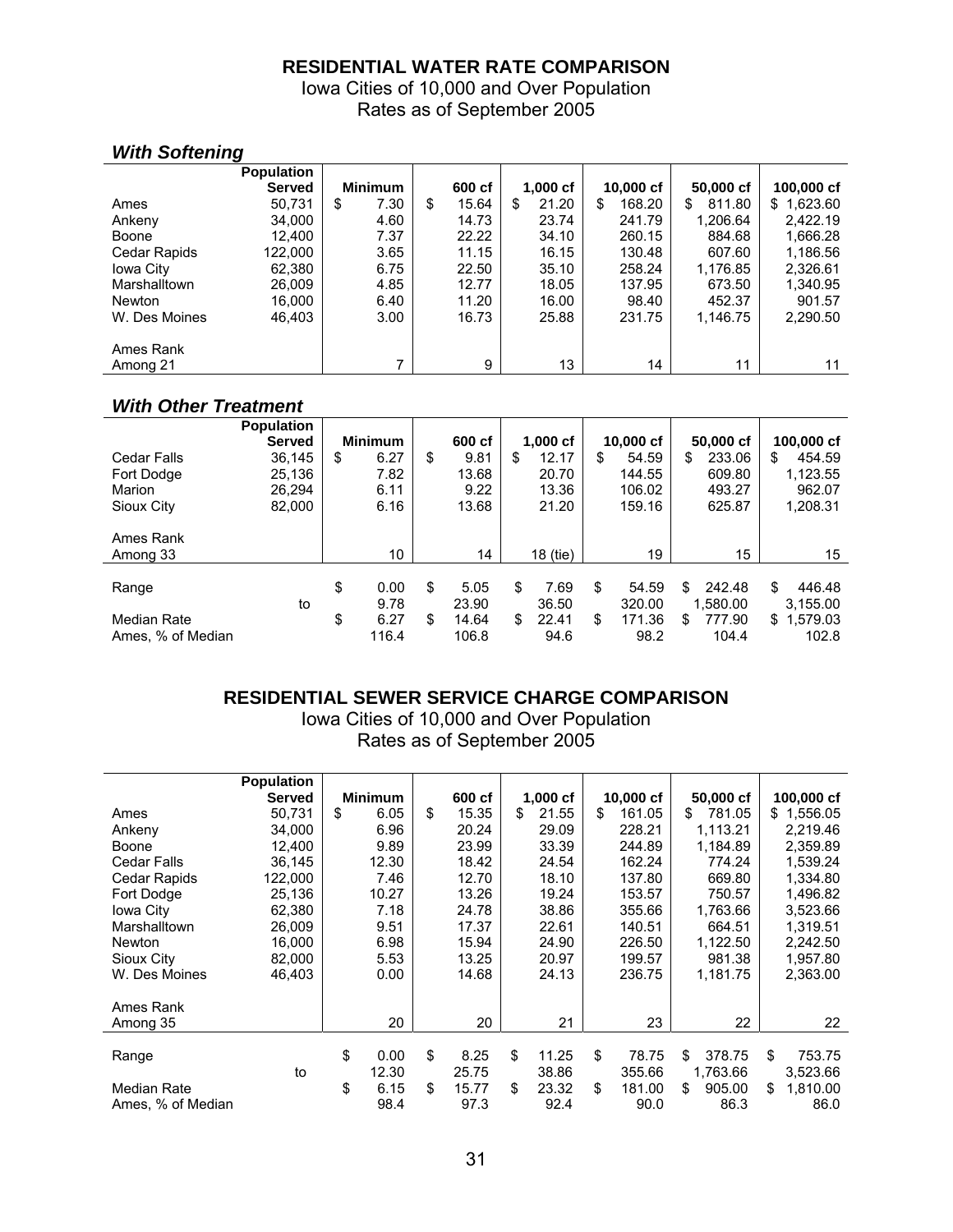## RESIDENTIAL WATER RATE COMPARISON

Iowa Cities of 10,000 and Over Population
Rates as of September 2005

### *With Softening*

| | Population Served | Minimum | 600 cf | 1,000 cf | 10,000 cf | 50,000 cf | 100,000 cf |
|---|---|---|---|---|---|---|---|
| Ames | 50,731 | $ 7.30 | $ 15.64 | $ 21.20 | $ 168.20 | $ 811.80 | $ 1,623.60 |
| Ankeny | 34,000 | 4.60 | 14.73 | 23.74 | 241.79 | 1,206.64 | 2,422.19 |
| Boone | 12,400 | 7.37 | 22.22 | 34.10 | 260.15 | 884.68 | 1,666.28 |
| Cedar Rapids | 122,000 | 3.65 | 11.15 | 16.15 | 130.48 | 607.60 | 1,186.56 |
| Iowa City | 62,380 | 6.75 | 22.50 | 35.10 | 258.24 | 1,176.85 | 2,326.61 |
| Marshalltown | 26,009 | 4.85 | 12.77 | 18.05 | 137.95 | 673.50 | 1,340.95 |
| Newton | 16,000 | 6.40 | 11.20 | 16.00 | 98.40 | 452.37 | 901.57 |
| W. Des Moines | 46,403 | 3.00 | 16.73 | 25.88 | 231.75 | 1,146.75 | 2,290.50 |
| Ames Rank Among 21 | | 7 | 9 | 13 | 14 | 11 | 11 |

### *With Other Treatment*

| | Population Served | Minimum | 600 cf | 1,000 cf | 10,000 cf | 50,000 cf | 100,000 cf |
|---|---|---|---|---|---|---|---|
| Cedar Falls | 36,145 | $ 6.27 | $ 9.81 | $ 12.17 | $ 54.59 | $ 233.06 | $ 454.59 |
| Fort Dodge | 25,136 | 7.82 | 13.68 | 20.70 | 144.55 | 609.80 | 1,123.55 |
| Marion | 26,294 | 6.11 | 9.22 | 13.36 | 106.02 | 493.27 | 962.07 |
| Sioux City | 82,000 | 6.16 | 13.68 | 21.20 | 159.16 | 625.87 | 1,208.31 |
| Ames Rank Among 33 | | 10 | 14 | 18 (tie) | 19 | 15 | 15 |
| Range | | $ 0.00 | $ 5.05 | $ 7.69 | $ 54.59 | $ 242.48 | $ 446.48 |
| | to | 9.78 | 23.90 | 36.50 | 320.00 | 1,580.00 | 3,155.00 |
| Median Rate | | $ 6.27 | $ 14.64 | $ 22.41 | $ 171.36 | $ 777.90 | $ 1,579.03 |
| Ames, % of Median | | 116.4 | 106.8 | 94.6 | 98.2 | 104.4 | 102.8 |

## RESIDENTIAL SEWER SERVICE CHARGE COMPARISON

Iowa Cities of 10,000 and Over Population
Rates as of September 2005

| | Population Served | Minimum | 600 cf | 1,000 cf | 10,000 cf | 50,000 cf | 100,000 cf |
|---|---|---|---|---|---|---|---|
| Ames | 50,731 | $ 6.05 | $ 15.35 | $ 21.55 | $ 161.05 | $ 781.05 | $ 1,556.05 |
| Ankeny | 34,000 | 6.96 | 20.24 | 29.09 | 228.21 | 1,113.21 | 2,219.46 |
| Boone | 12,400 | 9.89 | 23.99 | 33.39 | 244.89 | 1,184.89 | 2,359.89 |
| Cedar Falls | 36,145 | 12.30 | 18.42 | 24.54 | 162.24 | 774.24 | 1,539.24 |
| Cedar Rapids | 122,000 | 7.46 | 12.70 | 18.10 | 137.80 | 669.80 | 1,334.80 |
| Fort Dodge | 25,136 | 10.27 | 13.26 | 19.24 | 153.57 | 750.57 | 1,496.82 |
| Iowa City | 62,380 | 7.18 | 24.78 | 38.86 | 355.66 | 1,763.66 | 3,523.66 |
| Marshalltown | 26,009 | 9.51 | 17.37 | 22.61 | 140.51 | 664.51 | 1,319.51 |
| Newton | 16,000 | 6.98 | 15.94 | 24.90 | 226.50 | 1,122.50 | 2,242.50 |
| Sioux City | 82,000 | 5.53 | 13.25 | 20.97 | 199.57 | 981.38 | 1,957.80 |
| W. Des Moines | 46,403 | 0.00 | 14.68 | 24.13 | 236.75 | 1,181.75 | 2,363.00 |
| Ames Rank Among 35 | | 20 | 20 | 21 | 23 | 22 | 22 |
| Range | | $ 0.00 | $ 8.25 | $ 11.25 | $ 78.75 | $ 378.75 | $ 753.75 |
| | to | 12.30 | 25.75 | 38.86 | 355.66 | 1,763.66 | 3,523.66 |
| Median Rate | | $ 6.15 | $ 15.77 | $ 23.32 | $ 181.00 | $ 905.00 | $ 1,810.00 |
| Ames, % of Median | | 98.4 | 97.3 | 92.4 | 90.0 | 86.3 | 86.0 |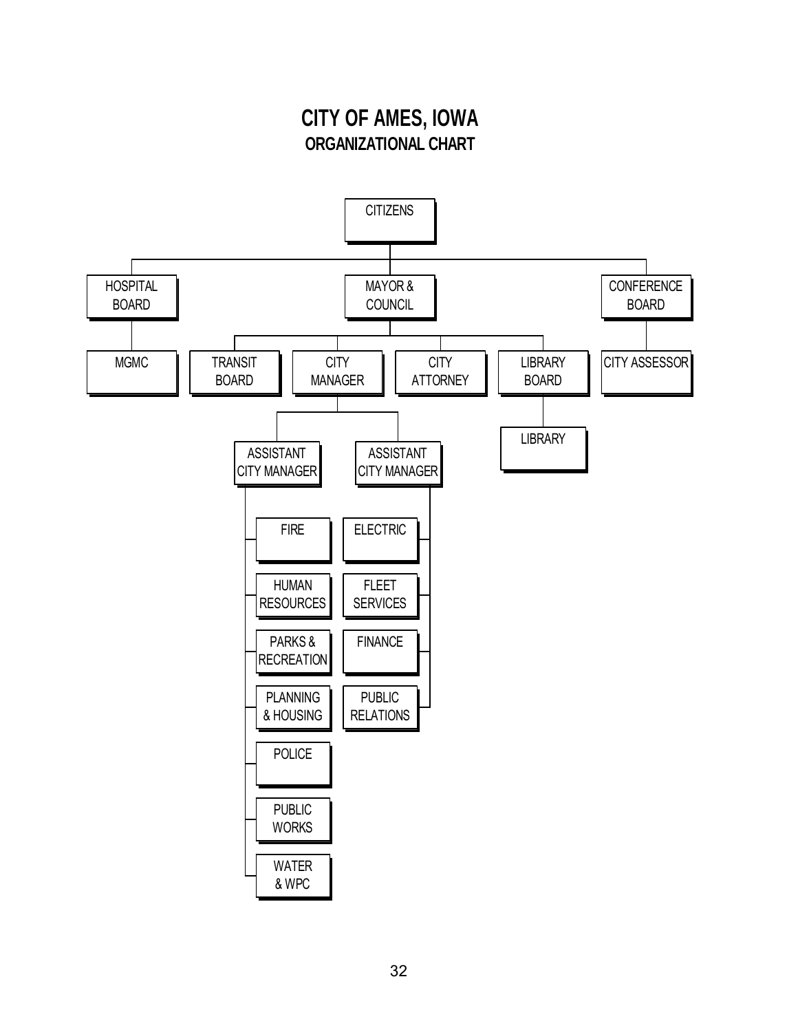# CITY OF AMES, IOWA

## ORGANIZATIONAL CHART

- CITIZENS
  - HOSPITAL BOARD
    - MGMC
  - MAYOR & COUNCIL
    - TRANSIT BOARD
    - CITY MANAGER
      - ASSISTANT CITY MANAGER
        - FIRE
        - HUMAN RESOURCES
        - PARKS & RECREATION
        - PLANNING & HOUSING
        - POLICE
        - PUBLIC WORKS
        - WATER & WPC
      - ASSISTANT CITY MANAGER
        - ELECTRIC
        - FLEET SERVICES
        - FINANCE
        - PUBLIC RELATIONS
    - CITY ATTORNEY
    - LIBRARY BOARD
      - LIBRARY
  - CONFERENCE BOARD
    - CITY ASSESSOR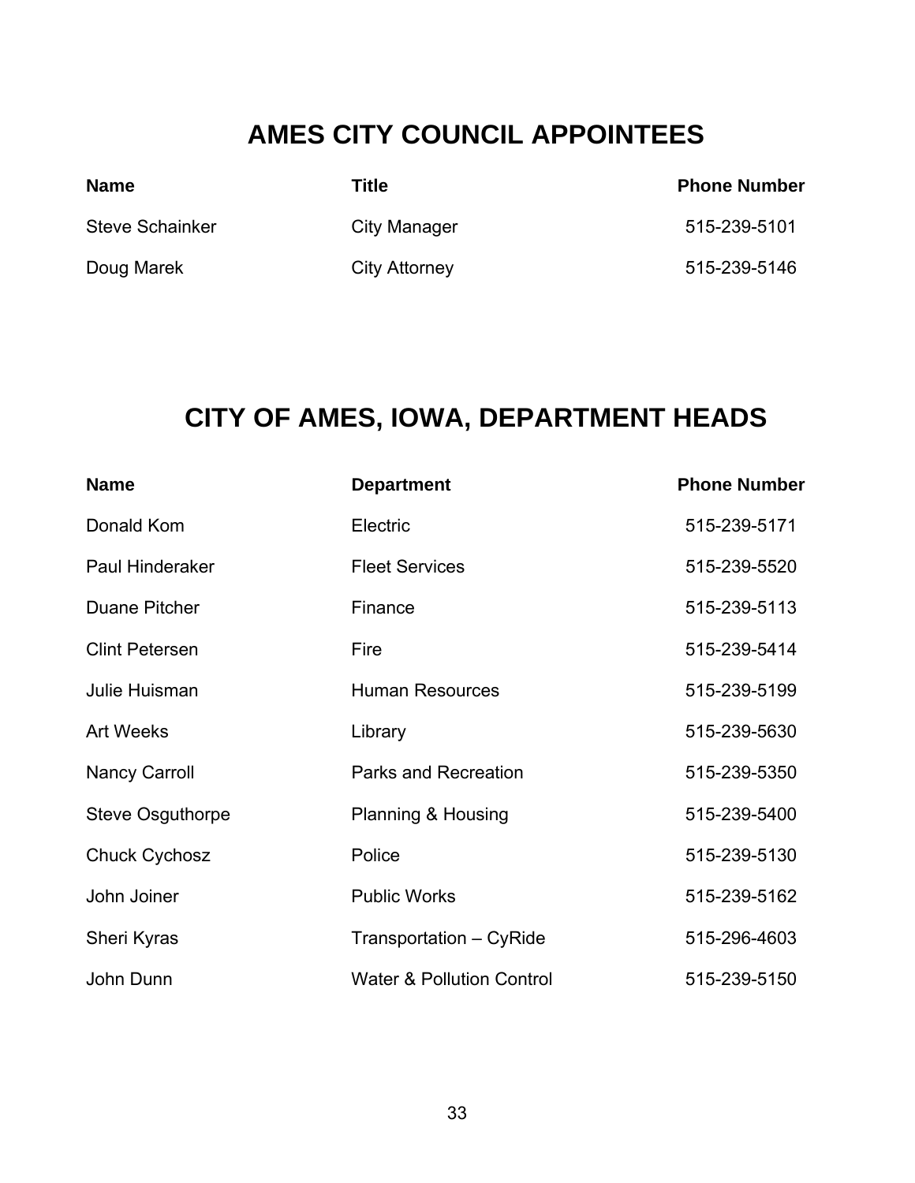# AMES CITY COUNCIL APPOINTEES

| Name | Title | Phone Number |
|---|---|---|
| Steve Schainker | City Manager | 515-239-5101 |
| Doug Marek | City Attorney | 515-239-5146 |

# CITY OF AMES, IOWA, DEPARTMENT HEADS

| Name | Department | Phone Number |
|---|---|---|
| Donald Kom | Electric | 515-239-5171 |
| Paul Hinderaker | Fleet Services | 515-239-5520 |
| Duane Pitcher | Finance | 515-239-5113 |
| Clint Petersen | Fire | 515-239-5414 |
| Julie Huisman | Human Resources | 515-239-5199 |
| Art Weeks | Library | 515-239-5630 |
| Nancy Carroll | Parks and Recreation | 515-239-5350 |
| Steve Osguthorpe | Planning & Housing | 515-239-5400 |
| Chuck Cychosz | Police | 515-239-5130 |
| John Joiner | Public Works | 515-239-5162 |
| Sheri Kyras | Transportation – CyRide | 515-296-4603 |
| John Dunn | Water & Pollution Control | 515-239-5150 |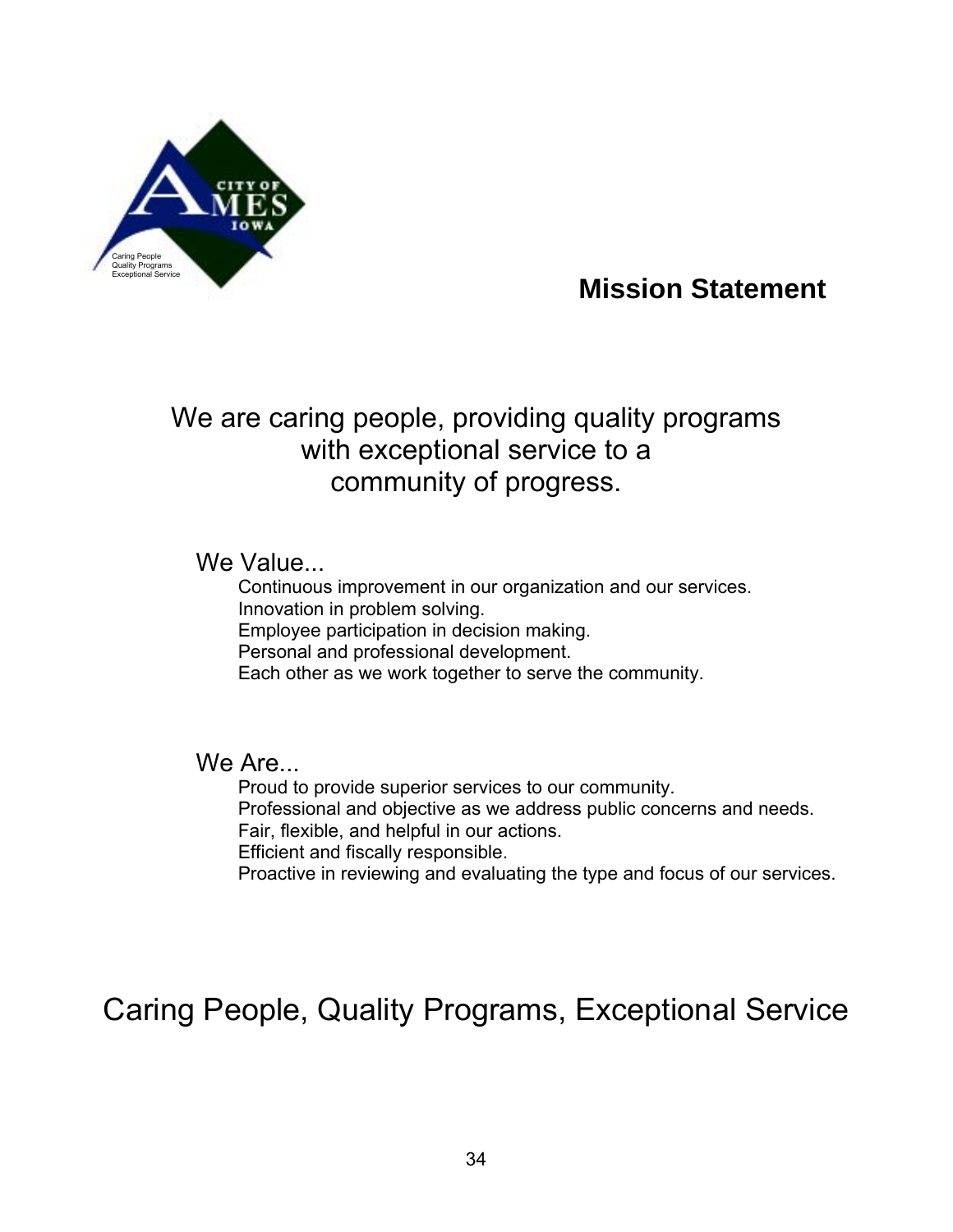# Mission Statement

We are caring people, providing quality programs with exceptional service to a community of progress.

We Value...

Continuous improvement in our organization and our services.
Innovation in problem solving.
Employee participation in decision making.
Personal and professional development.
Each other as we work together to serve the community.

We Are...

Proud to provide superior services to our community.
Professional and objective as we address public concerns and needs.
Fair, flexible, and helpful in our actions.
Efficient and fiscally responsible.
Proactive in reviewing and evaluating the type and focus of our services.

Caring People, Quality Programs, Exceptional Service